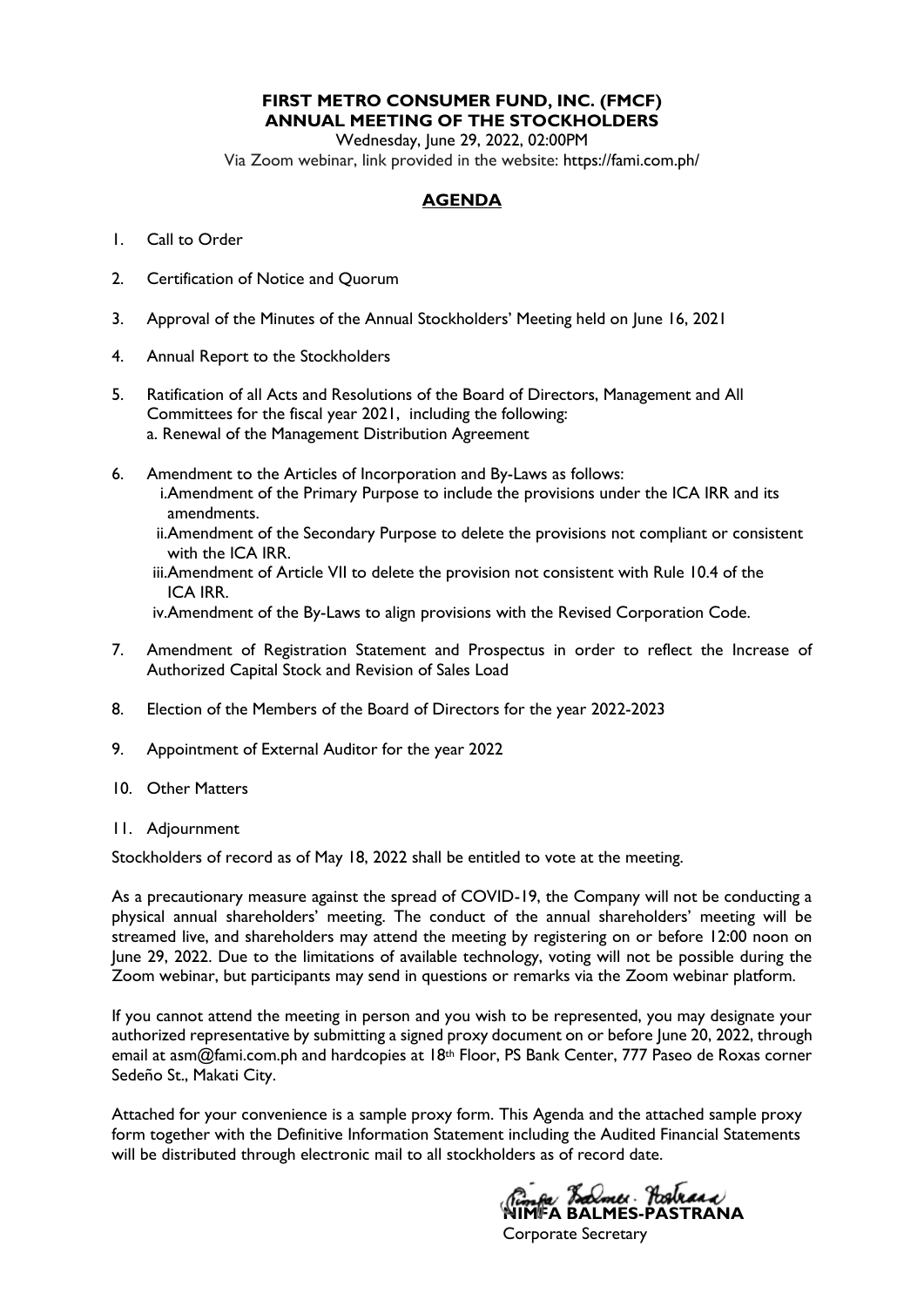**FIRST METRO CONSUMER FUND, INC. (FMCF)**
**ANNUAL MEETING OF THE STOCKHOLDERS**

Wednesday, June 29, 2022, 02:00PM

Via Zoom webinar, link provided in the website: https://fami.com.ph/

## AGENDA

1. Call to Order
2. Certification of Notice and Quorum
3. Approval of the Minutes of the Annual Stockholders' Meeting held on June 16, 2021
4. Annual Report to the Stockholders
5. Ratification of all Acts and Resolutions of the Board of Directors, Management and All Committees for the fiscal year 2021, including the following:
   a. Renewal of the Management Distribution Agreement
6. Amendment to the Articles of Incorporation and By-Laws as follows:
   i. Amendment of the Primary Purpose to include the provisions under the ICA IRR and its amendments.
   ii. Amendment of the Secondary Purpose to delete the provisions not compliant or consistent with the ICA IRR.
   iii. Amendment of Article VII to delete the provision not consistent with Rule 10.4 of the ICA IRR.
   iv. Amendment of the By-Laws to align provisions with the Revised Corporation Code.
7. Amendment of Registration Statement and Prospectus in order to reflect the Increase of Authorized Capital Stock and Revision of Sales Load
8. Election of the Members of the Board of Directors for the year 2022-2023
9. Appointment of External Auditor for the year 2022
10. Other Matters
11. Adjournment

Stockholders of record as of May 18, 2022 shall be entitled to vote at the meeting.

As a precautionary measure against the spread of COVID-19, the Company will not be conducting a physical annual shareholders' meeting. The conduct of the annual shareholders' meeting will be streamed live, and shareholders may attend the meeting by registering on or before 12:00 noon on June 29, 2022. Due to the limitations of available technology, voting will not be possible during the Zoom webinar, but participants may send in questions or remarks via the Zoom webinar platform.

If you cannot attend the meeting in person and you wish to be represented, you may designate your authorized representative by submitting a signed proxy document on or before June 20, 2022, through email at asm@fami.com.ph and hardcopies at 18th Floor, PS Bank Center, 777 Paseo de Roxas corner Sedeño St., Makati City.

Attached for your convenience is a sample proxy form. This Agenda and the attached sample proxy form together with the Definitive Information Statement including the Audited Financial Statements will be distributed through electronic mail to all stockholders as of record date.

**NIMFA BALMES-PASTRANA**
Corporate Secretary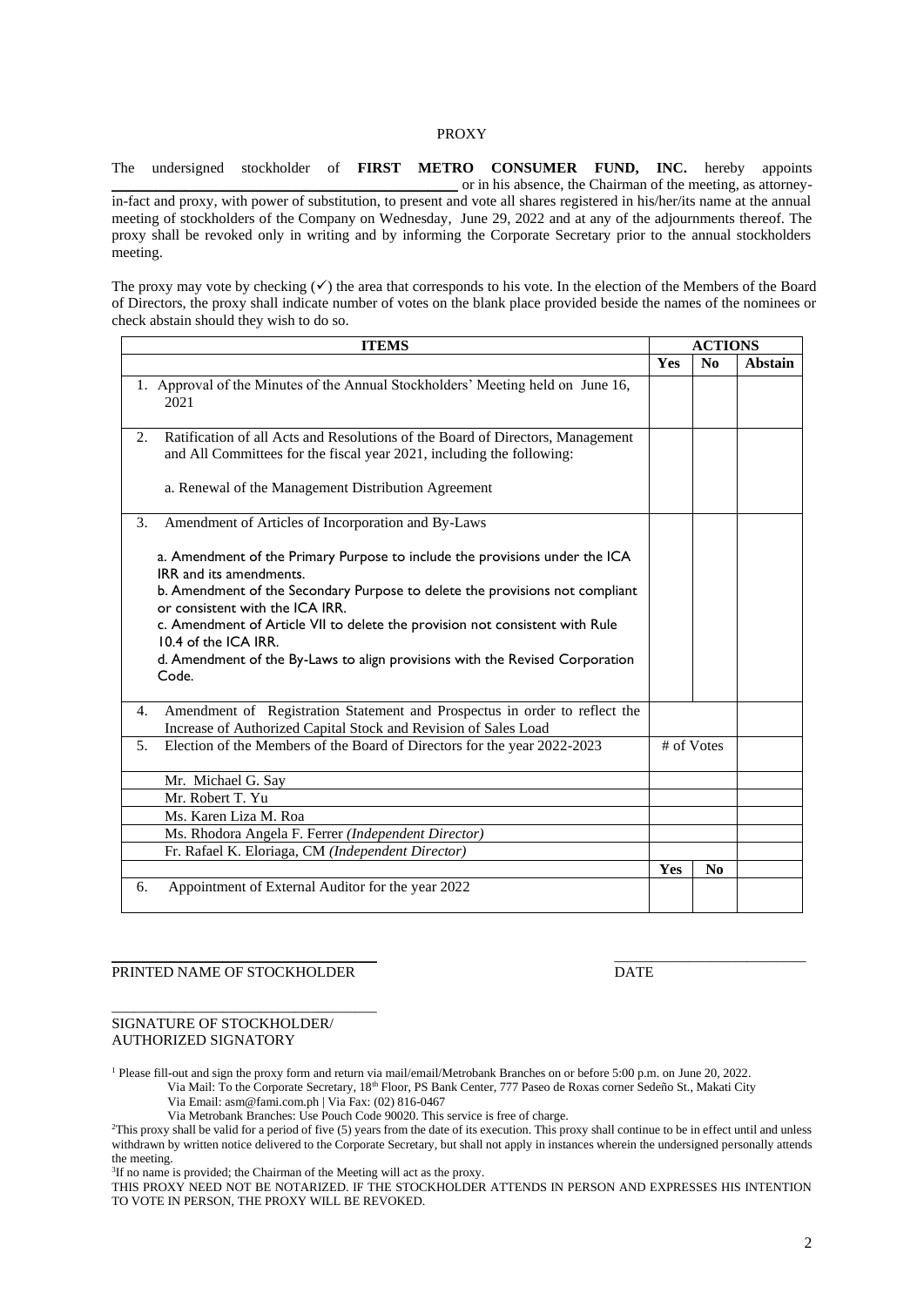PROXY

The undersigned stockholder of **FIRST METRO CONSUMER FUND, INC.** hereby appoints \_\_\_\_\_\_\_\_\_\_\_\_\_\_\_\_\_\_\_\_\_\_\_\_\_\_\_\_\_\_\_\_\_\_\_\_\_\_\_\_\_\_\_\_ or in his absence, the Chairman of the meeting, as attorney-in-fact and proxy, with power of substitution, to present and vote all shares registered in his/her/its name at the annual meeting of stockholders of the Company on Wednesday, June 29, 2022 and at any of the adjournments thereof. The proxy shall be revoked only in writing and by informing the Corporate Secretary prior to the annual stockholders meeting.

The proxy may vote by checking (✓) the area that corresponds to his vote. In the election of the Members of the Board of Directors, the proxy shall indicate number of votes on the blank place provided beside the names of the nominees or check abstain should they wish to do so.

| ITEMS | ACTIONS | | |
|---|---|---|---|
| | Yes | No | Abstain |
| 1. Approval of the Minutes of the Annual Stockholders' Meeting held on June 16, 2021 | | | |
| 2. Ratification of all Acts and Resolutions of the Board of Directors, Management and All Committees for the fiscal year 2021, including the following:<br><br>a. Renewal of the Management Distribution Agreement | | | |
| 3. Amendment of Articles of Incorporation and By-Laws<br><br>a. Amendment of the Primary Purpose to include the provisions under the ICA IRR and its amendments.<br>b. Amendment of the Secondary Purpose to delete the provisions not compliant or consistent with the ICA IRR.<br>c. Amendment of Article VII to delete the provision not consistent with Rule 10.4 of the ICA IRR.<br>d. Amendment of the By-Laws to align provisions with the Revised Corporation Code. | | | |
| 4. Amendment of Registration Statement and Prospectus in order to reflect the Increase of Authorized Capital Stock and Revision of Sales Load | | | |
| 5. Election of the Members of the Board of Directors for the year 2022-2023 | # of Votes | | |
| Mr. Michael G. Say | | | |
| Mr. Robert T. Yu | | | |
| Ms. Karen Liza M. Roa | | | |
| Ms. Rhodora Angela F. Ferrer *(Independent Director)* | | | |
| Fr. Rafael K. Eloriaga, CM *(Independent Director)* | | | |
| | Yes | No | |
| 6. Appointment of External Auditor for the year 2022 | | | |

\_\_\_\_\_\_\_\_\_\_\_\_\_\_\_\_\_\_\_\_\_\_\_\_\_\_\_\_\_\_\_\_\_\_\_\_\_\_\_\_ \_\_\_\_\_\_\_\_\_\_\_\_\_\_\_\_\_\_\_\_\_\_\_\_\_\_\_\_

PRINTED NAME OF STOCKHOLDER DATE

\_\_\_\_\_\_\_\_\_\_\_\_\_\_\_\_\_\_\_\_\_\_\_\_\_\_\_\_\_\_\_\_\_\_\_\_\_\_\_\_

SIGNATURE OF STOCKHOLDER/
AUTHORIZED SIGNATORY

[1] Please fill-out and sign the proxy form and return via mail/email/Metrobank Branches on or before 5:00 p.m. on June 20, 2022.
Via Mail: To the Corporate Secretary, 18th Floor, PS Bank Center, 777 Paseo de Roxas corner Sedeño St., Makati City
Via Email: asm@fami.com.ph | Via Fax: (02) 816-0467
Via Metrobank Branches: Use Pouch Code 90020. This service is free of charge.

[2] This proxy shall be valid for a period of five (5) years from the date of its execution. This proxy shall continue to be in effect until and unless withdrawn by written notice delivered to the Corporate Secretary, but shall not apply in instances wherein the undersigned personally attends the meeting.

[3] If no name is provided; the Chairman of the Meeting will act as the proxy.

THIS PROXY NEED NOT BE NOTARIZED. IF THE STOCKHOLDER ATTENDS IN PERSON AND EXPRESSES HIS INTENTION TO VOTE IN PERSON, THE PROXY WILL BE REVOKED.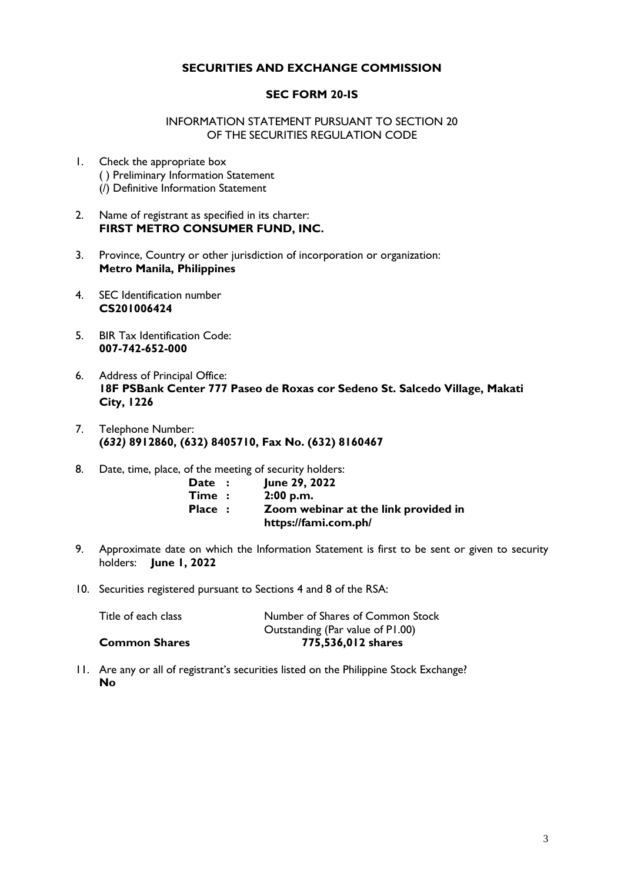**SECURITIES AND EXCHANGE COMMISSION**

**SEC FORM 20-IS**

INFORMATION STATEMENT PURSUANT TO SECTION 20
OF THE SECURITIES REGULATION CODE

1. Check the appropriate box
   ( ) Preliminary Information Statement
   (/) Definitive Information Statement

2. Name of registrant as specified in its charter:
   **FIRST METRO CONSUMER FUND, INC.**

3. Province, Country or other jurisdiction of incorporation or organization:
   **Metro Manila, Philippines**

4. SEC Identification number
   **CS201006424**

5. BIR Tax Identification Code:
   **007-742-652-000**

6. Address of Principal Office:
   **18F PSBank Center 777 Paseo de Roxas cor Sedeno St. Salcedo Village, Makati City, 1226**

7. Telephone Number:
   ***(632)* 8912860, (632) 8405710, Fax No. (632) 8160467**

8. Date, time, place, of the meeting of security holders:

   | | |
   |---|---|
   | **Date :** | **June 29, 2022** |
   | **Time :** | **2:00 p.m.** |
   | **Place :** | **Zoom webinar at the link provided in https://fami.com.ph/** |

9. Approximate date on which the Information Statement is first to be sent or given to security holders: **June 1, 2022**

10. Securities registered pursuant to Sections 4 and 8 of the RSA:

    | Title of each class | Number of Shares of Common Stock Outstanding (Par value of P1.00) |
    |---|---|
    | **Common Shares** | **775,536,012 shares** |

11. Are any or all of registrant's securities listed on the Philippine Stock Exchange?
    **No**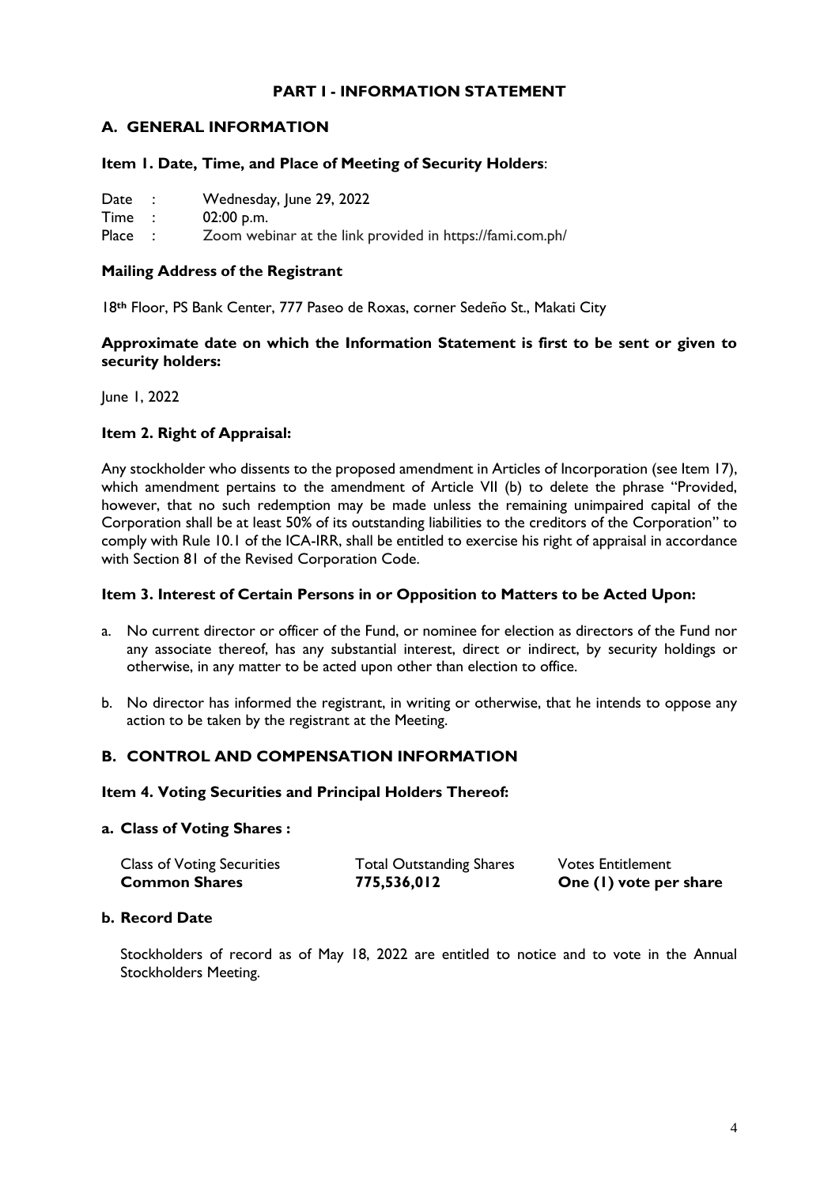# PART I - INFORMATION STATEMENT

## A. GENERAL INFORMATION

### Item 1. Date, Time, and Place of Meeting of Security Holders:

Date : Wednesday, June 29, 2022
Time : 02:00 p.m.
Place : Zoom webinar at the link provided in https://fami.com.ph/

### Mailing Address of the Registrant

18th Floor, PS Bank Center, 777 Paseo de Roxas, corner Sedeño St., Makati City

### Approximate date on which the Information Statement is first to be sent or given to security holders:

June 1, 2022

### Item 2. Right of Appraisal:

Any stockholder who dissents to the proposed amendment in Articles of Incorporation (see Item 17), which amendment pertains to the amendment of Article VII (b) to delete the phrase "Provided, however, that no such redemption may be made unless the remaining unimpaired capital of the Corporation shall be at least 50% of its outstanding liabilities to the creditors of the Corporation" to comply with Rule 10.1 of the ICA-IRR, shall be entitled to exercise his right of appraisal in accordance with Section 81 of the Revised Corporation Code.

### Item 3. Interest of Certain Persons in or Opposition to Matters to be Acted Upon:

a. No current director or officer of the Fund, or nominee for election as directors of the Fund nor any associate thereof, has any substantial interest, direct or indirect, by security holdings or otherwise, in any matter to be acted upon other than election to office.

b. No director has informed the registrant, in writing or otherwise, that he intends to oppose any action to be taken by the registrant at the Meeting.

## B. CONTROL AND COMPENSATION INFORMATION

### Item 4. Voting Securities and Principal Holders Thereof:

**a. Class of Voting Shares :**

| Class of Voting Securities | Total Outstanding Shares | Votes Entitlement |
|---|---|---|
| **Common Shares** | **775,536,012** | **One (1) vote per share** |

**b. Record Date**

Stockholders of record as of May 18, 2022 are entitled to notice and to vote in the Annual Stockholders Meeting.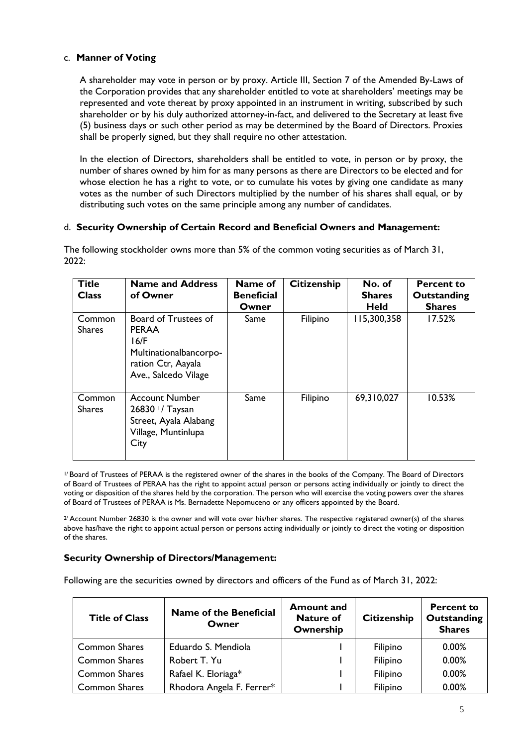c. **Manner of Voting**

A shareholder may vote in person or by proxy. Article III, Section 7 of the Amended By-Laws of the Corporation provides that any shareholder entitled to vote at shareholders' meetings may be represented and vote thereat by proxy appointed in an instrument in writing, subscribed by such shareholder or by his duly authorized attorney-in-fact, and delivered to the Secretary at least five (5) business days or such other period as may be determined by the Board of Directors. Proxies shall be properly signed, but they shall require no other attestation.

In the election of Directors, shareholders shall be entitled to vote, in person or by proxy, the number of shares owned by him for as many persons as there are Directors to be elected and for whose election he has a right to vote, or to cumulate his votes by giving one candidate as many votes as the number of such Directors multiplied by the number of his shares shall equal, or by distributing such votes on the same principle among any number of candidates.

d. **Security Ownership of Certain Record and Beneficial Owners and Management:**

The following stockholder owns more than 5% of the common voting securities as of March 31, 2022:

| Title Class | Name and Address of Owner | Name of Beneficial Owner | Citizenship | No. of Shares Held | Percent to Outstanding Shares |
|---|---|---|---|---|---|
| Common Shares | Board of Trustees of PERAA 16/F Multinationalbancorporation Ctr, Aayala Ave., Salcedo Vilage | Same | Filipino | 115,300,358 | 17.52% |
| Common Shares | Account Number 26830 [1] / Taysan Street, Ayala Alabang Village, Muntinlupa City | Same | Filipino | 69,310,027 | 10.53% |

[1/] Board of Trustees of PERAA is the registered owner of the shares in the books of the Company. The Board of Directors of Board of Trustees of PERAA has the right to appoint actual person or persons acting individually or jointly to direct the voting or disposition of the shares held by the corporation. The person who will exercise the voting powers over the shares of Board of Trustees of PERAA is Ms. Bernadette Nepomuceno or any officers appointed by the Board.

[2/] Account Number 26830 is the owner and will vote over his/her shares. The respective registered owner(s) of the shares above has/have the right to appoint actual person or persons acting individually or jointly to direct the voting or disposition of the shares.

**Security Ownership of Directors/Management:**

Following are the securities owned by directors and officers of the Fund as of March 31, 2022:

| Title of Class | Name of the Beneficial Owner | Amount and Nature of Ownership | Citizenship | Percent to Outstanding Shares |
|---|---|---|---|---|
| Common Shares | Eduardo S. Mendiola | 1 | Filipino | 0.00% |
| Common Shares | Robert T. Yu | 1 | Filipino | 0.00% |
| Common Shares | Rafael K. Eloriaga* | 1 | Filipino | 0.00% |
| Common Shares | Rhodora Angela F. Ferrer* | 1 | Filipino | 0.00% |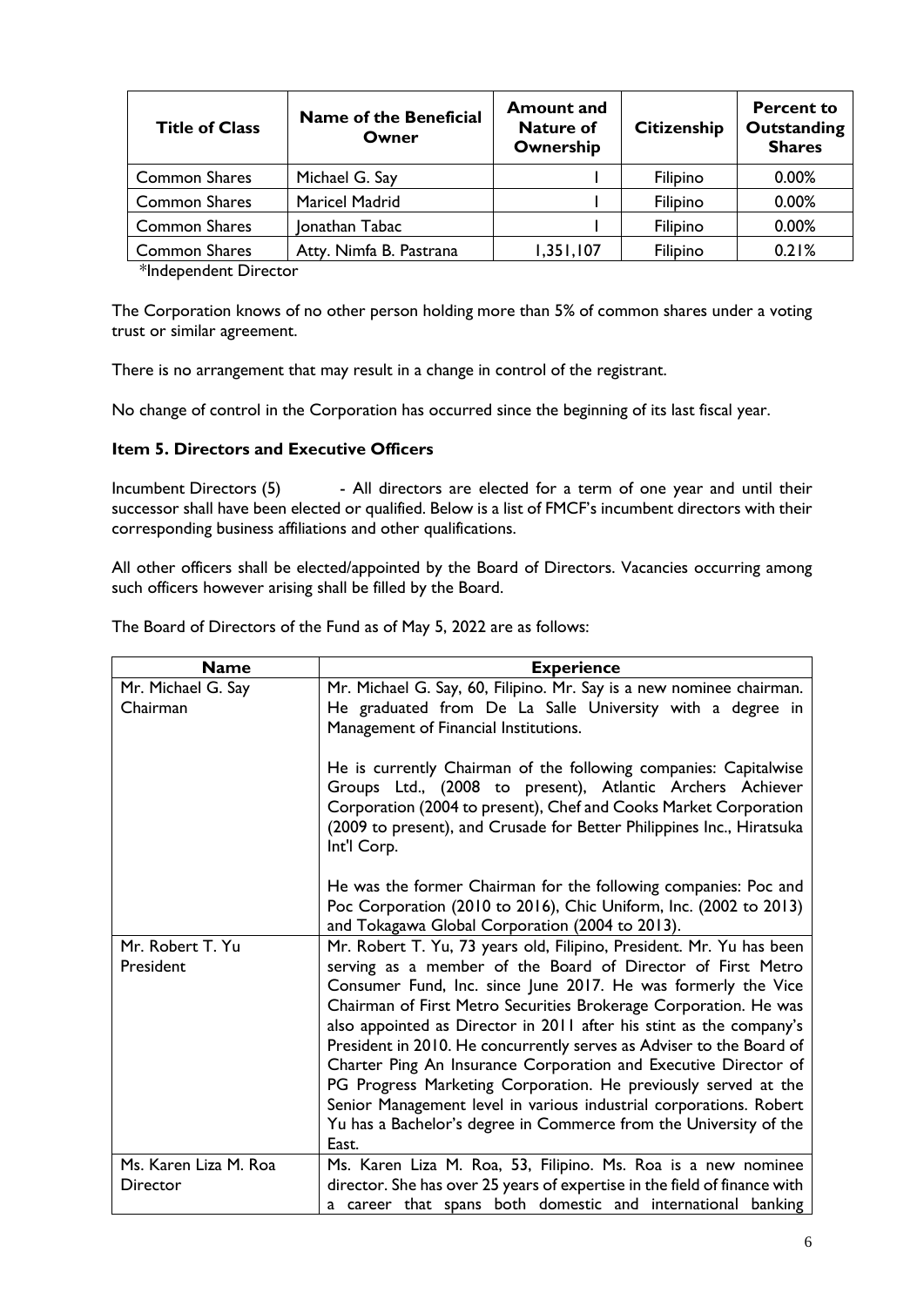| Title of Class | Name of the Beneficial Owner | Amount and Nature of Ownership | Citizenship | Percent to Outstanding Shares |
|---|---|---|---|---|
| Common Shares | Michael G. Say | 1 | Filipino | 0.00% |
| Common Shares | Maricel Madrid | 1 | Filipino | 0.00% |
| Common Shares | Jonathan Tabac | 1 | Filipino | 0.00% |
| Common Shares | Atty. Nimfa B. Pastrana | 1,351,107 | Filipino | 0.21% |

*Independent Director

The Corporation knows of no other person holding more than 5% of common shares under a voting trust or similar agreement.

There is no arrangement that may result in a change in control of the registrant.

No change of control in the Corporation has occurred since the beginning of its last fiscal year.

### Item 5. Directors and Executive Officers

Incumbent Directors (5) - All directors are elected for a term of one year and until their successor shall have been elected or qualified. Below is a list of FMCF's incumbent directors with their corresponding business affiliations and other qualifications.

All other officers shall be elected/appointed by the Board of Directors. Vacancies occurring among such officers however arising shall be filled by the Board.

The Board of Directors of the Fund as of May 5, 2022 are as follows:

| Name | Experience |
|---|---|
| Mr. Michael G. Say<br>Chairman | Mr. Michael G. Say, 60, Filipino. Mr. Say is a new nominee chairman. He graduated from De La Salle University with a degree in Management of Financial Institutions.<br><br>He is currently Chairman of the following companies: Capitalwise Groups Ltd., (2008 to present), Atlantic Archers Achiever Corporation (2004 to present), Chef and Cooks Market Corporation (2009 to present), and Crusade for Better Philippines Inc., Hiratsuka Int'l Corp.<br><br>He was the former Chairman for the following companies: Poc and Poc Corporation (2010 to 2016), Chic Uniform, Inc. (2002 to 2013) and Tokagawa Global Corporation (2004 to 2013). |
| Mr. Robert T. Yu<br>President | Mr. Robert T. Yu, 73 years old, Filipino, President. Mr. Yu has been serving as a member of the Board of Director of First Metro Consumer Fund, Inc. since June 2017. He was formerly the Vice Chairman of First Metro Securities Brokerage Corporation. He was also appointed as Director in 2011 after his stint as the company's President in 2010. He concurrently serves as Adviser to the Board of Charter Ping An Insurance Corporation and Executive Director of PG Progress Marketing Corporation. He previously served at the Senior Management level in various industrial corporations. Robert Yu has a Bachelor's degree in Commerce from the University of the East. |
| Ms. Karen Liza M. Roa<br>Director | Ms. Karen Liza M. Roa, 53, Filipino. Ms. Roa is a new nominee director. She has over 25 years of expertise in the field of finance with a career that spans both domestic and international banking |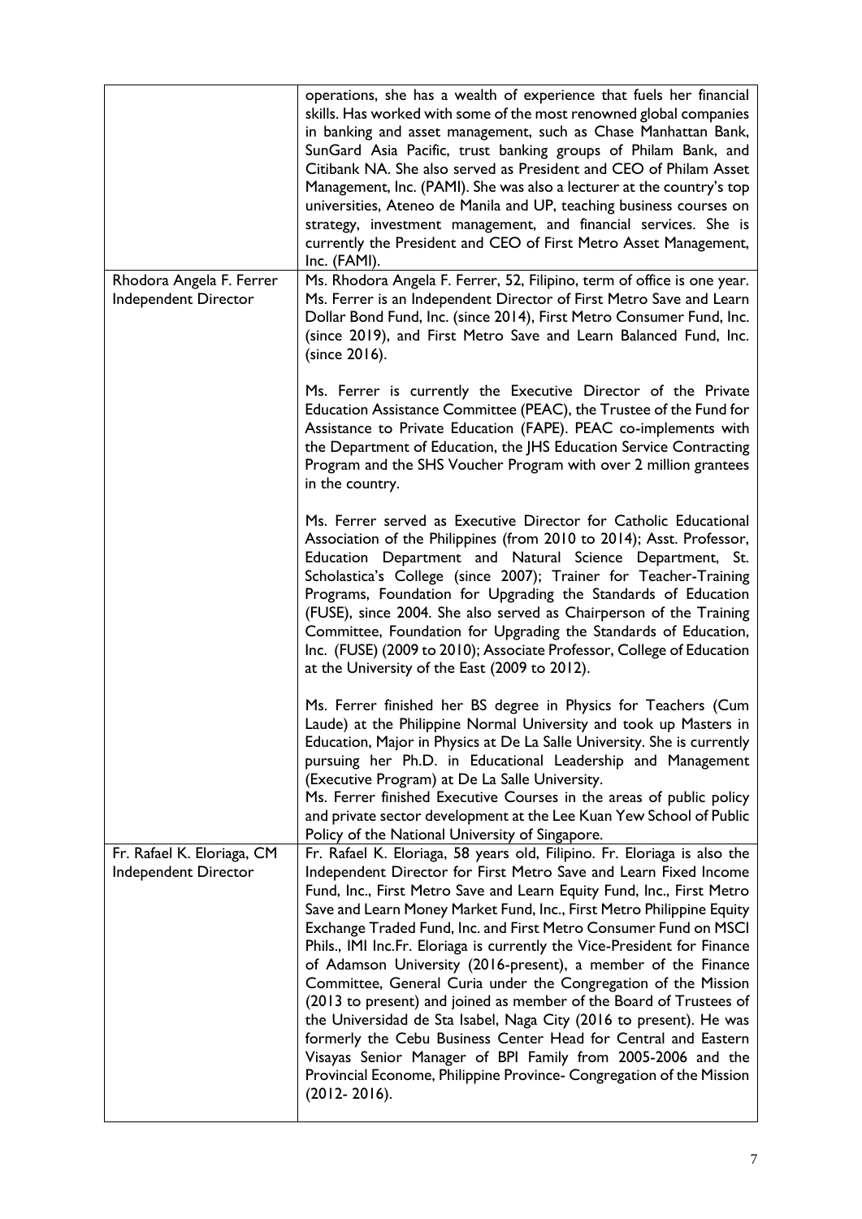| | |
|---|---|
| | operations, she has a wealth of experience that fuels her financial skills. Has worked with some of the most renowned global companies in banking and asset management, such as Chase Manhattan Bank, SunGard Asia Pacific, trust banking groups of Philam Bank, and Citibank NA. She also served as President and CEO of Philam Asset Management, Inc. (PAMI). She was also a lecturer at the country's top universities, Ateneo de Manila and UP, teaching business courses on strategy, investment management, and financial services. She is currently the President and CEO of First Metro Asset Management, Inc. (FAMI). |
| Rhodora Angela F. Ferrer<br>Independent Director | Ms. Rhodora Angela F. Ferrer, 52, Filipino, term of office is one year. Ms. Ferrer is an Independent Director of First Metro Save and Learn Dollar Bond Fund, Inc. (since 2014), First Metro Consumer Fund, Inc. (since 2019), and First Metro Save and Learn Balanced Fund, Inc. (since 2016).<br><br>Ms. Ferrer is currently the Executive Director of the Private Education Assistance Committee (PEAC), the Trustee of the Fund for Assistance to Private Education (FAPE). PEAC co-implements with the Department of Education, the JHS Education Service Contracting Program and the SHS Voucher Program with over 2 million grantees in the country.<br><br>Ms. Ferrer served as Executive Director for Catholic Educational Association of the Philippines (from 2010 to 2014); Asst. Professor, Education Department and Natural Science Department, St. Scholastica's College (since 2007); Trainer for Teacher-Training Programs, Foundation for Upgrading the Standards of Education (FUSE), since 2004. She also served as Chairperson of the Training Committee, Foundation for Upgrading the Standards of Education, Inc. (FUSE) (2009 to 2010); Associate Professor, College of Education at the University of the East (2009 to 2012).<br><br>Ms. Ferrer finished her BS degree in Physics for Teachers (Cum Laude) at the Philippine Normal University and took up Masters in Education, Major in Physics at De La Salle University. She is currently pursuing her Ph.D. in Educational Leadership and Management (Executive Program) at De La Salle University.<br>Ms. Ferrer finished Executive Courses in the areas of public policy and private sector development at the Lee Kuan Yew School of Public Policy of the National University of Singapore. |
| Fr. Rafael K. Eloriaga, CM<br>Independent Director | Fr. Rafael K. Eloriaga, 58 years old, Filipino. Fr. Eloriaga is also the Independent Director for First Metro Save and Learn Fixed Income Fund, Inc., First Metro Save and Learn Equity Fund, Inc., First Metro Save and Learn Money Market Fund, Inc., First Metro Philippine Equity Exchange Traded Fund, Inc. and First Metro Consumer Fund on MSCI Phils., IMI Inc.Fr. Eloriaga is currently the Vice-President for Finance of Adamson University (2016-present), a member of the Finance Committee, General Curia under the Congregation of the Mission (2013 to present) and joined as member of the Board of Trustees of the Universidad de Sta Isabel, Naga City (2016 to present). He was formerly the Cebu Business Center Head for Central and Eastern Visayas Senior Manager of BPI Family from 2005-2006 and the Provincial Econome, Philippine Province- Congregation of the Mission (2012- 2016). |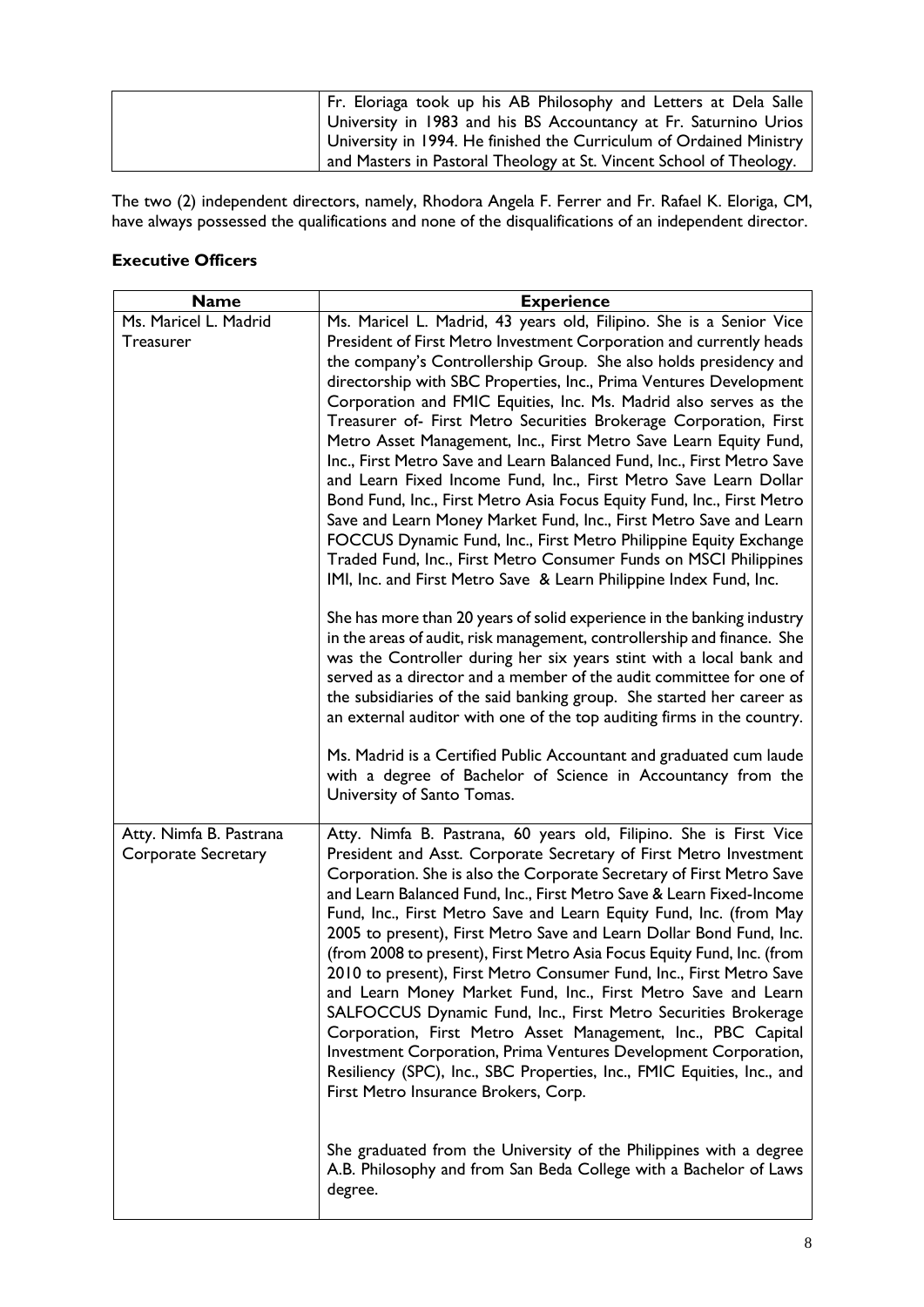| | |
|---|---|
| | Fr. Eloriaga took up his AB Philosophy and Letters at Dela Salle University in 1983 and his BS Accountancy at Fr. Saturnino Urios University in 1994. He finished the Curriculum of Ordained Ministry and Masters in Pastoral Theology at St. Vincent School of Theology. |

The two (2) independent directors, namely, Rhodora Angela F. Ferrer and Fr. Rafael K. Eloriga, CM, have always possessed the qualifications and none of the disqualifications of an independent director.

**Executive Officers**

| Name | Experience |
|---|---|
| Ms. Maricel L. Madrid<br>Treasurer | Ms. Maricel L. Madrid, 43 years old, Filipino. She is a Senior Vice President of First Metro Investment Corporation and currently heads the company's Controllership Group. She also holds presidency and directorship with SBC Properties, Inc., Prima Ventures Development Corporation and FMIC Equities, Inc. Ms. Madrid also serves as the Treasurer of- First Metro Securities Brokerage Corporation, First Metro Asset Management, Inc., First Metro Save Learn Equity Fund, Inc., First Metro Save and Learn Balanced Fund, Inc., First Metro Save and Learn Fixed Income Fund, Inc., First Metro Save Learn Dollar Bond Fund, Inc., First Metro Asia Focus Equity Fund, Inc., First Metro Save and Learn Money Market Fund, Inc., First Metro Save and Learn FOCCUS Dynamic Fund, Inc., First Metro Philippine Equity Exchange Traded Fund, Inc., First Metro Consumer Funds on MSCI Philippines IMI, Inc. and First Metro Save & Learn Philippine Index Fund, Inc.<br><br>She has more than 20 years of solid experience in the banking industry in the areas of audit, risk management, controllership and finance. She was the Controller during her six years stint with a local bank and served as a director and a member of the audit committee for one of the subsidiaries of the said banking group. She started her career as an external auditor with one of the top auditing firms in the country.<br><br>Ms. Madrid is a Certified Public Accountant and graduated cum laude with a degree of Bachelor of Science in Accountancy from the University of Santo Tomas. |
| Atty. Nimfa B. Pastrana<br>Corporate Secretary | Atty. Nimfa B. Pastrana, 60 years old, Filipino. She is First Vice President and Asst. Corporate Secretary of First Metro Investment Corporation. She is also the Corporate Secretary of First Metro Save and Learn Balanced Fund, Inc., First Metro Save & Learn Fixed-Income Fund, Inc., First Metro Save and Learn Equity Fund, Inc. (from May 2005 to present), First Metro Save and Learn Dollar Bond Fund, Inc. (from 2008 to present), First Metro Asia Focus Equity Fund, Inc. (from 2010 to present), First Metro Consumer Fund, Inc., First Metro Save and Learn Money Market Fund, Inc., First Metro Save and Learn SALFOCCUS Dynamic Fund, Inc., First Metro Securities Brokerage Corporation, First Metro Asset Management, Inc., PBC Capital Investment Corporation, Prima Ventures Development Corporation, Resiliency (SPC), Inc., SBC Properties, Inc., FMIC Equities, Inc., and First Metro Insurance Brokers, Corp.<br><br>She graduated from the University of the Philippines with a degree A.B. Philosophy and from San Beda College with a Bachelor of Laws degree. |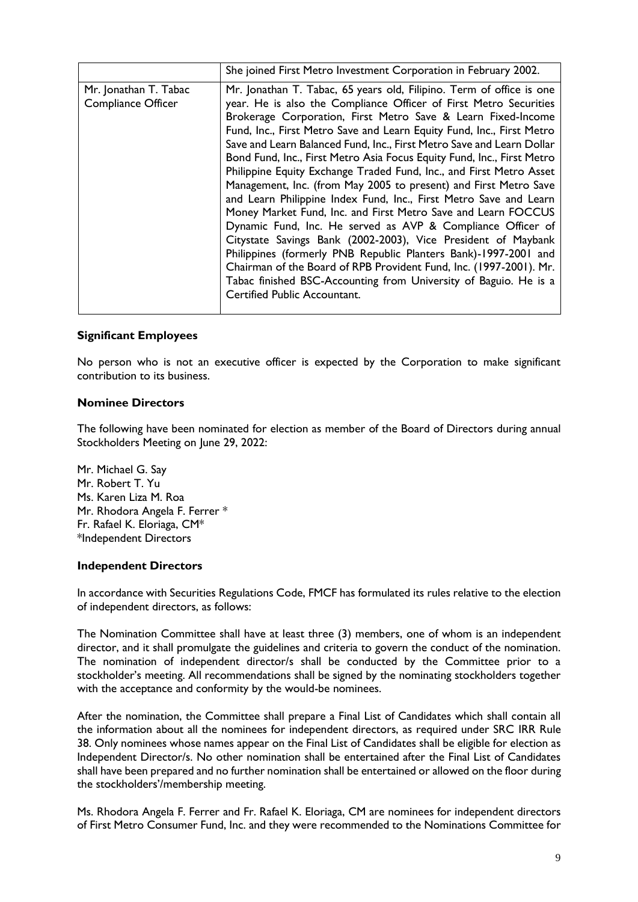| | |
|---|---|
| | She joined First Metro Investment Corporation in February 2002. |
| Mr. Jonathan T. Tabac<br>Compliance Officer | Mr. Jonathan T. Tabac, 65 years old, Filipino. Term of office is one year. He is also the Compliance Officer of First Metro Securities Brokerage Corporation, First Metro Save & Learn Fixed-Income Fund, Inc., First Metro Save and Learn Equity Fund, Inc., First Metro Save and Learn Balanced Fund, Inc., First Metro Save and Learn Dollar Bond Fund, Inc., First Metro Asia Focus Equity Fund, Inc., First Metro Philippine Equity Exchange Traded Fund, Inc., and First Metro Asset Management, Inc. (from May 2005 to present) and First Metro Save and Learn Philippine Index Fund, Inc., First Metro Save and Learn Money Market Fund, Inc. and First Metro Save and Learn FOCCUS Dynamic Fund, Inc. He served as AVP & Compliance Officer of Citystate Savings Bank (2002-2003), Vice President of Maybank Philippines (formerly PNB Republic Planters Bank)-1997-2001 and Chairman of the Board of RPB Provident Fund, Inc. (1997-2001). Mr. Tabac finished BSC-Accounting from University of Baguio. He is a Certified Public Accountant. |

**Significant Employees**

No person who is not an executive officer is expected by the Corporation to make significant contribution to its business.

**Nominee Directors**

The following have been nominated for election as member of the Board of Directors during annual Stockholders Meeting on June 29, 2022:

Mr. Michael G. Say
Mr. Robert T. Yu
Ms. Karen Liza M. Roa
Mr. Rhodora Angela F. Ferrer *
Fr. Rafael K. Eloriaga, CM*
*Independent Directors

**Independent Directors**

In accordance with Securities Regulations Code, FMCF has formulated its rules relative to the election of independent directors, as follows:

The Nomination Committee shall have at least three (3) members, one of whom is an independent director, and it shall promulgate the guidelines and criteria to govern the conduct of the nomination. The nomination of independent director/s shall be conducted by the Committee prior to a stockholder's meeting. All recommendations shall be signed by the nominating stockholders together with the acceptance and conformity by the would-be nominees.

After the nomination, the Committee shall prepare a Final List of Candidates which shall contain all the information about all the nominees for independent directors, as required under SRC IRR Rule 38. Only nominees whose names appear on the Final List of Candidates shall be eligible for election as Independent Director/s. No other nomination shall be entertained after the Final List of Candidates shall have been prepared and no further nomination shall be entertained or allowed on the floor during the stockholders'/membership meeting.

Ms. Rhodora Angela F. Ferrer and Fr. Rafael K. Eloriaga, CM are nominees for independent directors of First Metro Consumer Fund, Inc. and they were recommended to the Nominations Committee for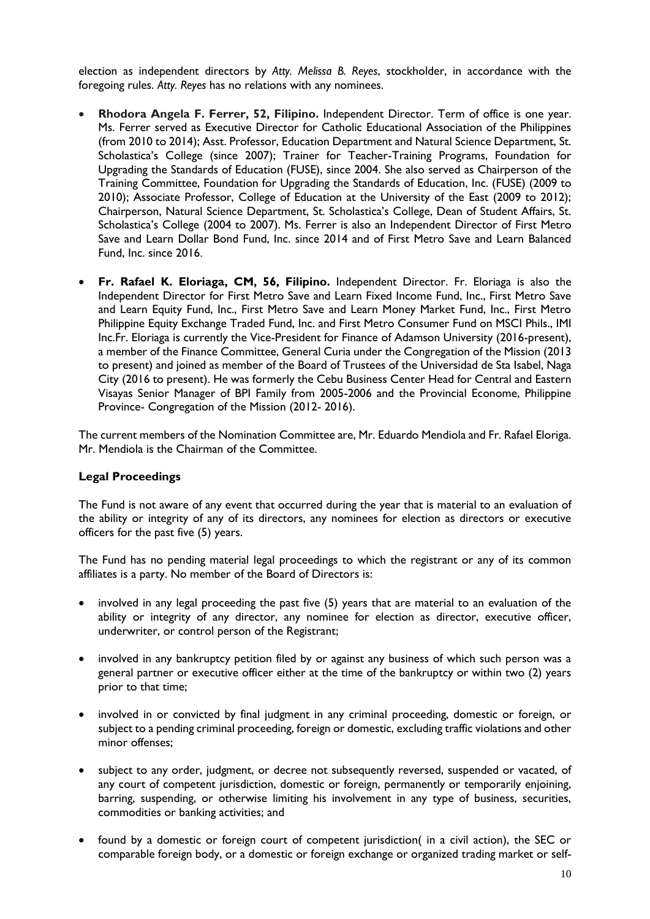election as independent directors by *Atty. Melissa B. Reyes*, stockholder, in accordance with the foregoing rules. *Atty. Reyes* has no relations with any nominees.

- **Rhodora Angela F. Ferrer, 52, Filipino.** Independent Director. Term of office is one year. Ms. Ferrer served as Executive Director for Catholic Educational Association of the Philippines (from 2010 to 2014); Asst. Professor, Education Department and Natural Science Department, St. Scholastica's College (since 2007); Trainer for Teacher-Training Programs, Foundation for Upgrading the Standards of Education (FUSE), since 2004. She also served as Chairperson of the Training Committee, Foundation for Upgrading the Standards of Education, Inc. (FUSE) (2009 to 2010); Associate Professor, College of Education at the University of the East (2009 to 2012); Chairperson, Natural Science Department, St. Scholastica's College, Dean of Student Affairs, St. Scholastica's College (2004 to 2007). Ms. Ferrer is also an Independent Director of First Metro Save and Learn Dollar Bond Fund, Inc. since 2014 and of First Metro Save and Learn Balanced Fund, Inc. since 2016.

- **Fr. Rafael K. Eloriaga, CM, 56, Filipino.** Independent Director. Fr. Eloriaga is also the Independent Director for First Metro Save and Learn Fixed Income Fund, Inc., First Metro Save and Learn Equity Fund, Inc., First Metro Save and Learn Money Market Fund, Inc., First Metro Philippine Equity Exchange Traded Fund, Inc. and First Metro Consumer Fund on MSCI Phils., IMI Inc.Fr. Eloriaga is currently the Vice-President for Finance of Adamson University (2016-present), a member of the Finance Committee, General Curia under the Congregation of the Mission (2013 to present) and joined as member of the Board of Trustees of the Universidad de Sta Isabel, Naga City (2016 to present). He was formerly the Cebu Business Center Head for Central and Eastern Visayas Senior Manager of BPI Family from 2005-2006 and the Provincial Econome, Philippine Province- Congregation of the Mission (2012- 2016).

The current members of the Nomination Committee are, Mr. Eduardo Mendiola and Fr. Rafael Eloriga. Mr. Mendiola is the Chairman of the Committee.

**Legal Proceedings**

The Fund is not aware of any event that occurred during the year that is material to an evaluation of the ability or integrity of any of its directors, any nominees for election as directors or executive officers for the past five (5) years.

The Fund has no pending material legal proceedings to which the registrant or any of its common affiliates is a party. No member of the Board of Directors is:

- involved in any legal proceeding the past five (5) years that are material to an evaluation of the ability or integrity of any director, any nominee for election as director, executive officer, underwriter, or control person of the Registrant;

- involved in any bankruptcy petition filed by or against any business of which such person was a general partner or executive officer either at the time of the bankruptcy or within two (2) years prior to that time;

- involved in or convicted by final judgment in any criminal proceeding, domestic or foreign, or subject to a pending criminal proceeding, foreign or domestic, excluding traffic violations and other minor offenses;

- subject to any order, judgment, or decree not subsequently reversed, suspended or vacated, of any court of competent jurisdiction, domestic or foreign, permanently or temporarily enjoining, barring, suspending, or otherwise limiting his involvement in any type of business, securities, commodities or banking activities; and

- found by a domestic or foreign court of competent jurisdiction( in a civil action), the SEC or comparable foreign body, or a domestic or foreign exchange or organized trading market or self-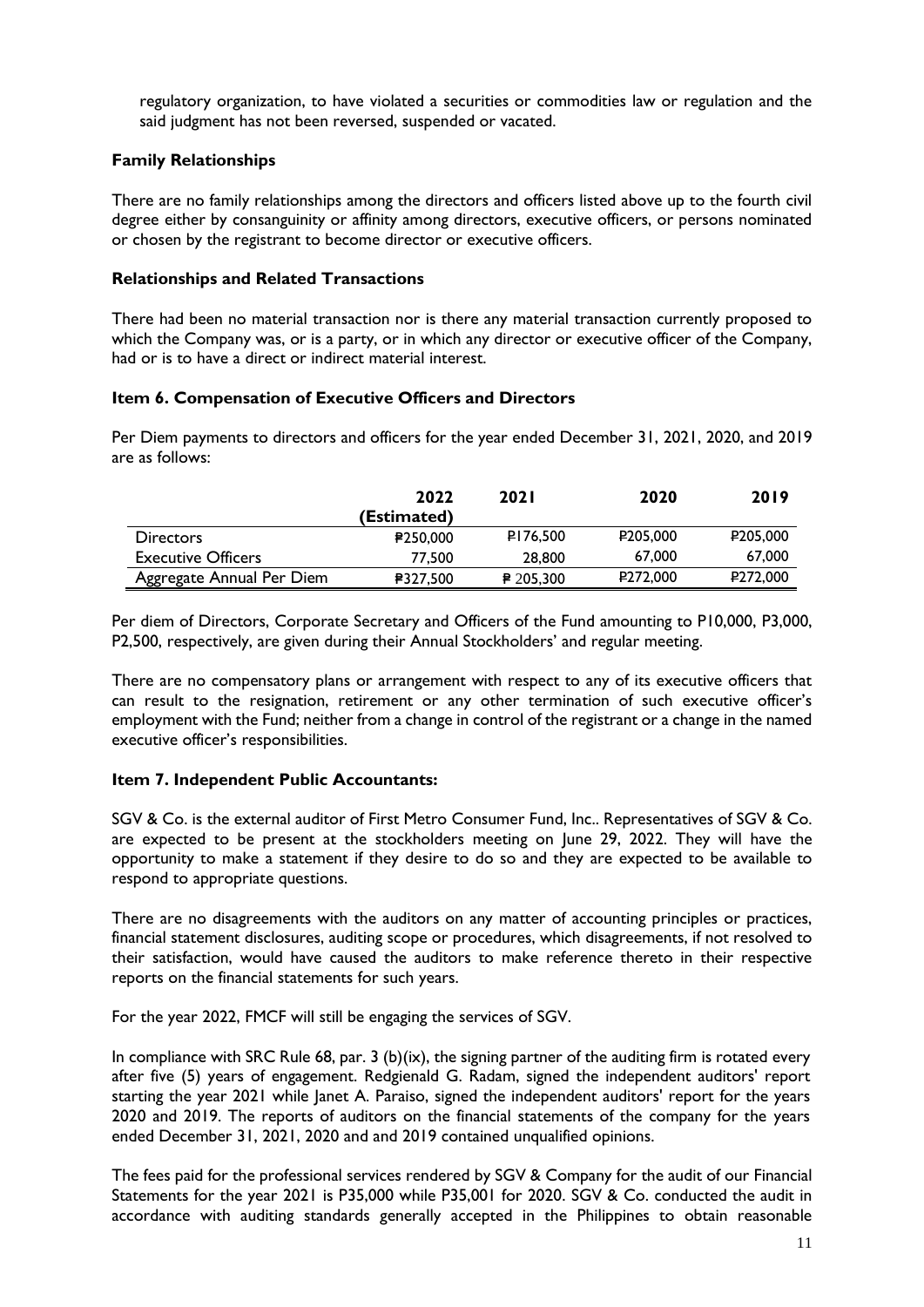regulatory organization, to have violated a securities or commodities law or regulation and the said judgment has not been reversed, suspended or vacated.

**Family Relationships**

There are no family relationships among the directors and officers listed above up to the fourth civil degree either by consanguinity or affinity among directors, executive officers, or persons nominated or chosen by the registrant to become director or executive officers.

**Relationships and Related Transactions**

There had been no material transaction nor is there any material transaction currently proposed to which the Company was, or is a party, or in which any director or executive officer of the Company, had or is to have a direct or indirect material interest.

**Item 6. Compensation of Executive Officers and Directors**

Per Diem payments to directors and officers for the year ended December 31, 2021, 2020, and 2019 are as follows:

| | 2022 (Estimated) | 2021 | 2020 | 2019 |
|---|---|---|---|---|
| Directors | ₱250,000 | ₱176,500 | ₱205,000 | ₱205,000 |
| Executive Officers | 77,500 | 28,800 | 67,000 | 67,000 |
| Aggregate Annual Per Diem | ₱327,500 | ₱ 205,300 | ₱272,000 | ₱272,000 |

Per diem of Directors, Corporate Secretary and Officers of the Fund amounting to P10,000, P3,000, P2,500, respectively, are given during their Annual Stockholders' and regular meeting.

There are no compensatory plans or arrangement with respect to any of its executive officers that can result to the resignation, retirement or any other termination of such executive officer's employment with the Fund; neither from a change in control of the registrant or a change in the named executive officer's responsibilities.

**Item 7. Independent Public Accountants:**

SGV & Co. is the external auditor of First Metro Consumer Fund, Inc.. Representatives of SGV & Co. are expected to be present at the stockholders meeting on June 29, 2022. They will have the opportunity to make a statement if they desire to do so and they are expected to be available to respond to appropriate questions.

There are no disagreements with the auditors on any matter of accounting principles or practices, financial statement disclosures, auditing scope or procedures, which disagreements, if not resolved to their satisfaction, would have caused the auditors to make reference thereto in their respective reports on the financial statements for such years.

For the year 2022, FMCF will still be engaging the services of SGV.

In compliance with SRC Rule 68, par. 3 (b)(ix), the signing partner of the auditing firm is rotated every after five (5) years of engagement. Redgienald G. Radam, signed the independent auditors' report starting the year 2021 while Janet A. Paraiso, signed the independent auditors' report for the years 2020 and 2019. The reports of auditors on the financial statements of the company for the years ended December 31, 2021, 2020 and and 2019 contained unqualified opinions.

The fees paid for the professional services rendered by SGV & Company for the audit of our Financial Statements for the year 2021 is P35,000 while P35,001 for 2020. SGV & Co. conducted the audit in accordance with auditing standards generally accepted in the Philippines to obtain reasonable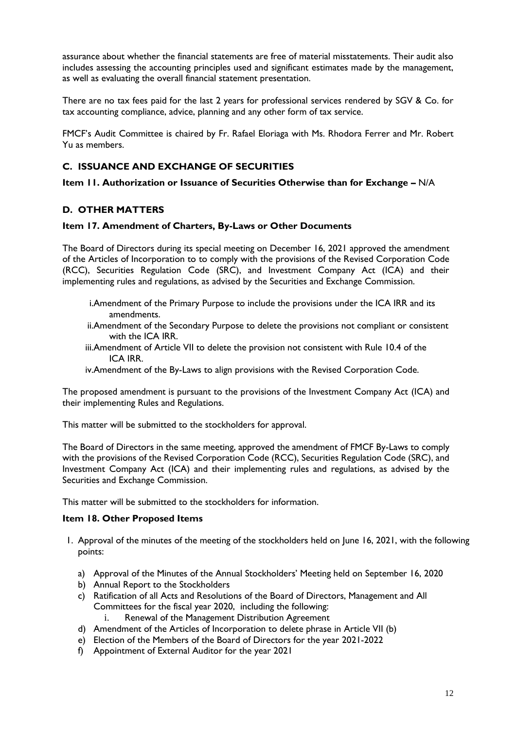assurance about whether the financial statements are free of material misstatements. Their audit also includes assessing the accounting principles used and significant estimates made by the management, as well as evaluating the overall financial statement presentation.

There are no tax fees paid for the last 2 years for professional services rendered by SGV & Co. for tax accounting compliance, advice, planning and any other form of tax service.

FMCF's Audit Committee is chaired by Fr. Rafael Eloriaga with Ms. Rhodora Ferrer and Mr. Robert Yu as members.

## C. ISSUANCE AND EXCHANGE OF SECURITIES

**Item 11. Authorization or Issuance of Securities Otherwise than for Exchange –** N/A

## D. OTHER MATTERS

**Item 17. Amendment of Charters, By-Laws or Other Documents**

The Board of Directors during its special meeting on December 16, 2021 approved the amendment of the Articles of Incorporation to to comply with the provisions of the Revised Corporation Code (RCC), Securities Regulation Code (SRC), and Investment Company Act (ICA) and their implementing rules and regulations, as advised by the Securities and Exchange Commission.

i. Amendment of the Primary Purpose to include the provisions under the ICA IRR and its amendments.
ii. Amendment of the Secondary Purpose to delete the provisions not compliant or consistent with the ICA IRR.
iii. Amendment of Article VII to delete the provision not consistent with Rule 10.4 of the ICA IRR.
iv. Amendment of the By-Laws to align provisions with the Revised Corporation Code.

The proposed amendment is pursuant to the provisions of the Investment Company Act (ICA) and their implementing Rules and Regulations.

This matter will be submitted to the stockholders for approval.

The Board of Directors in the same meeting, approved the amendment of FMCF By-Laws to comply with the provisions of the Revised Corporation Code (RCC), Securities Regulation Code (SRC), and Investment Company Act (ICA) and their implementing rules and regulations, as advised by the Securities and Exchange Commission.

This matter will be submitted to the stockholders for information.

**Item 18. Other Proposed Items**

1. Approval of the minutes of the meeting of the stockholders held on June 16, 2021, with the following points:

   a) Approval of the Minutes of the Annual Stockholders' Meeting held on September 16, 2020
   b) Annual Report to the Stockholders
   c) Ratification of all Acts and Resolutions of the Board of Directors, Management and All Committees for the fiscal year 2020, including the following:
      i. Renewal of the Management Distribution Agreement
   d) Amendment of the Articles of Incorporation to delete phrase in Article VII (b)
   e) Election of the Members of the Board of Directors for the year 2021-2022
   f) Appointment of External Auditor for the year 2021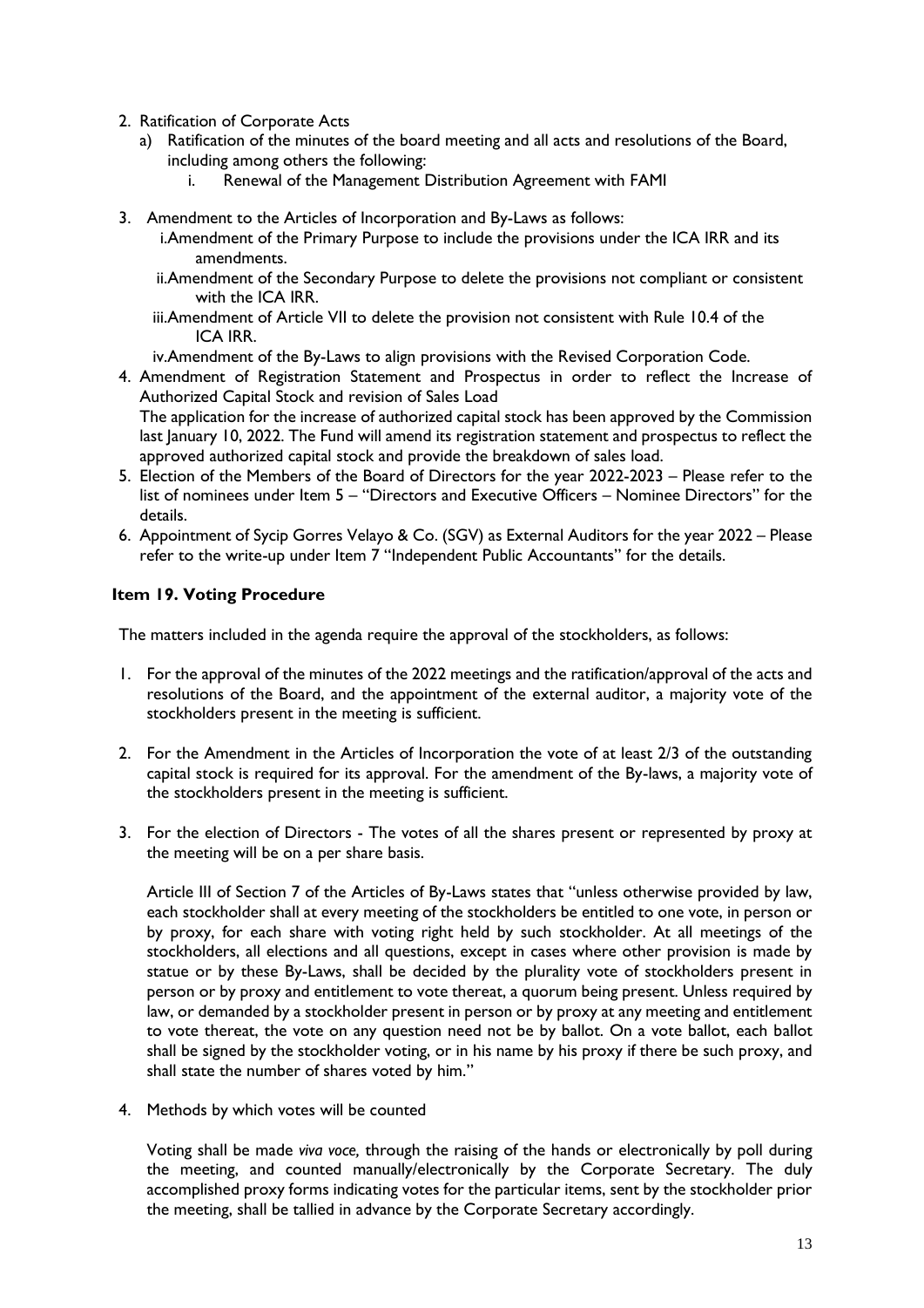2. Ratification of Corporate Acts
   a) Ratification of the minutes of the board meeting and all acts and resolutions of the Board, including among others the following:
      i. Renewal of the Management Distribution Agreement with FAMI
3. Amendment to the Articles of Incorporation and By-Laws as follows:
   i. Amendment of the Primary Purpose to include the provisions under the ICA IRR and its amendments.
   ii. Amendment of the Secondary Purpose to delete the provisions not compliant or consistent with the ICA IRR.
   iii. Amendment of Article VII to delete the provision not consistent with Rule 10.4 of the ICA IRR.
   iv. Amendment of the By-Laws to align provisions with the Revised Corporation Code.
4. Amendment of Registration Statement and Prospectus in order to reflect the Increase of Authorized Capital Stock and revision of Sales Load
   The application for the increase of authorized capital stock has been approved by the Commission last January 10, 2022. The Fund will amend its registration statement and prospectus to reflect the approved authorized capital stock and provide the breakdown of sales load.
5. Election of the Members of the Board of Directors for the year 2022-2023 – Please refer to the list of nominees under Item 5 – "Directors and Executive Officers – Nominee Directors" for the details.
6. Appointment of Sycip Gorres Velayo & Co. (SGV) as External Auditors for the year 2022 – Please refer to the write-up under Item 7 "Independent Public Accountants" for the details.

### Item 19. Voting Procedure

The matters included in the agenda require the approval of the stockholders, as follows:

1. For the approval of the minutes of the 2022 meetings and the ratification/approval of the acts and resolutions of the Board, and the appointment of the external auditor, a majority vote of the stockholders present in the meeting is sufficient.

2. For the Amendment in the Articles of Incorporation the vote of at least 2/3 of the outstanding capital stock is required for its approval. For the amendment of the By-laws, a majority vote of the stockholders present in the meeting is sufficient.

3. For the election of Directors - The votes of all the shares present or represented by proxy at the meeting will be on a per share basis.

   Article III of Section 7 of the Articles of By-Laws states that "unless otherwise provided by law, each stockholder shall at every meeting of the stockholders be entitled to one vote, in person or by proxy, for each share with voting right held by such stockholder. At all meetings of the stockholders, all elections and all questions, except in cases where other provision is made by statue or by these By-Laws, shall be decided by the plurality vote of stockholders present in person or by proxy and entitlement to vote thereat, a quorum being present. Unless required by law, or demanded by a stockholder present in person or by proxy at any meeting and entitlement to vote thereat, the vote on any question need not be by ballot. On a vote ballot, each ballot shall be signed by the stockholder voting, or in his name by his proxy if there be such proxy, and shall state the number of shares voted by him."

4. Methods by which votes will be counted

   Voting shall be made *viva voce,* through the raising of the hands or electronically by poll during the meeting, and counted manually/electronically by the Corporate Secretary. The duly accomplished proxy forms indicating votes for the particular items, sent by the stockholder prior the meeting, shall be tallied in advance by the Corporate Secretary accordingly.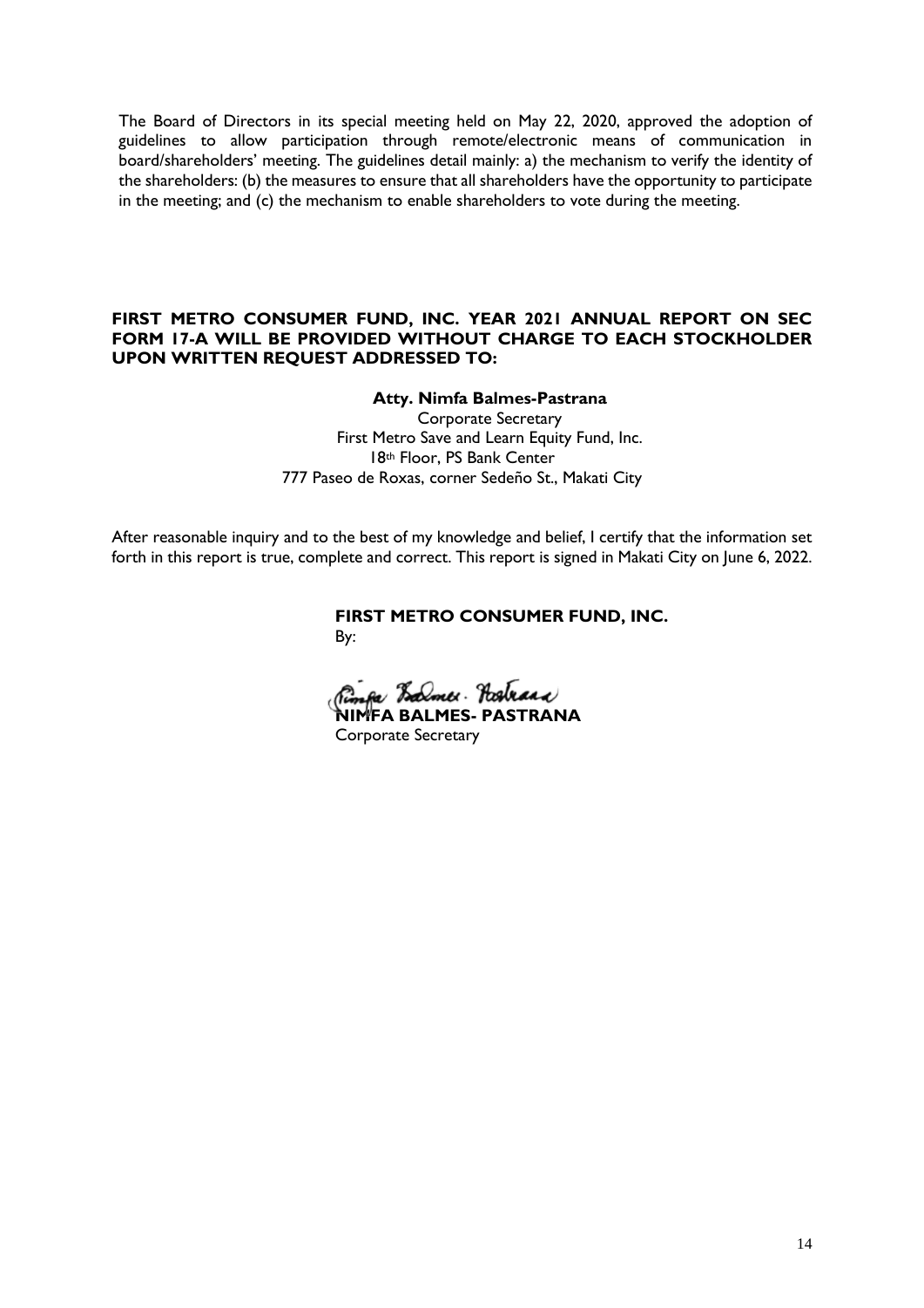The Board of Directors in its special meeting held on May 22, 2020, approved the adoption of guidelines to allow participation through remote/electronic means of communication in board/shareholders' meeting. The guidelines detail mainly: a) the mechanism to verify the identity of the shareholders: (b) the measures to ensure that all shareholders have the opportunity to participate in the meeting; and (c) the mechanism to enable shareholders to vote during the meeting.

**FIRST METRO CONSUMER FUND, INC. YEAR 2021 ANNUAL REPORT ON SEC FORM 17-A WILL BE PROVIDED WITHOUT CHARGE TO EACH STOCKHOLDER UPON WRITTEN REQUEST ADDRESSED TO:**

**Atty. Nimfa Balmes-Pastrana**
Corporate Secretary
First Metro Save and Learn Equity Fund, Inc.
18th Floor, PS Bank Center
777 Paseo de Roxas, corner Sedeño St., Makati City

After reasonable inquiry and to the best of my knowledge and belief, I certify that the information set forth in this report is true, complete and correct. This report is signed in Makati City on June 6, 2022.

**FIRST METRO CONSUMER FUND, INC.**
By:

**NIMFA BALMES- PASTRANA**
Corporate Secretary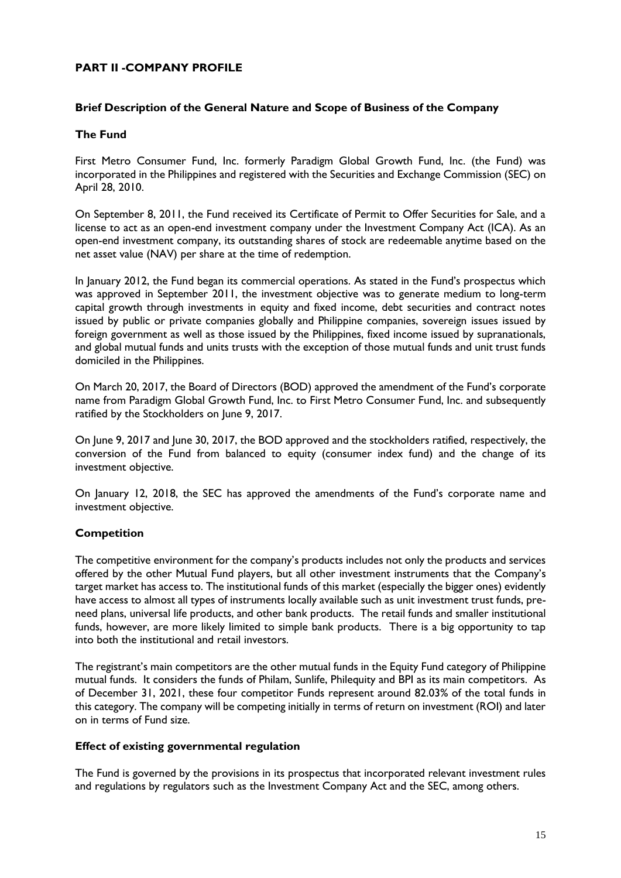## PART II -COMPANY PROFILE

### Brief Description of the General Nature and Scope of Business of the Company

### The Fund

First Metro Consumer Fund, Inc. formerly Paradigm Global Growth Fund, Inc. (the Fund) was incorporated in the Philippines and registered with the Securities and Exchange Commission (SEC) on April 28, 2010.

On September 8, 2011, the Fund received its Certificate of Permit to Offer Securities for Sale, and a license to act as an open-end investment company under the Investment Company Act (ICA). As an open-end investment company, its outstanding shares of stock are redeemable anytime based on the net asset value (NAV) per share at the time of redemption.

In January 2012, the Fund began its commercial operations. As stated in the Fund's prospectus which was approved in September 2011, the investment objective was to generate medium to long-term capital growth through investments in equity and fixed income, debt securities and contract notes issued by public or private companies globally and Philippine companies, sovereign issues issued by foreign government as well as those issued by the Philippines, fixed income issued by supranationals, and global mutual funds and units trusts with the exception of those mutual funds and unit trust funds domiciled in the Philippines.

On March 20, 2017, the Board of Directors (BOD) approved the amendment of the Fund's corporate name from Paradigm Global Growth Fund, Inc. to First Metro Consumer Fund, Inc. and subsequently ratified by the Stockholders on June 9, 2017.

On June 9, 2017 and June 30, 2017, the BOD approved and the stockholders ratified, respectively, the conversion of the Fund from balanced to equity (consumer index fund) and the change of its investment objective.

On January 12, 2018, the SEC has approved the amendments of the Fund's corporate name and investment objective.

### Competition

The competitive environment for the company's products includes not only the products and services offered by the other Mutual Fund players, but all other investment instruments that the Company's target market has access to. The institutional funds of this market (especially the bigger ones) evidently have access to almost all types of instruments locally available such as unit investment trust funds, pre-need plans, universal life products, and other bank products. The retail funds and smaller institutional funds, however, are more likely limited to simple bank products. There is a big opportunity to tap into both the institutional and retail investors.

The registrant's main competitors are the other mutual funds in the Equity Fund category of Philippine mutual funds. It considers the funds of Philam, Sunlife, Philequity and BPI as its main competitors. As of December 31, 2021, these four competitor Funds represent around 82.03% of the total funds in this category. The company will be competing initially in terms of return on investment (ROI) and later on in terms of Fund size.

### Effect of existing governmental regulation

The Fund is governed by the provisions in its prospectus that incorporated relevant investment rules and regulations by regulators such as the Investment Company Act and the SEC, among others.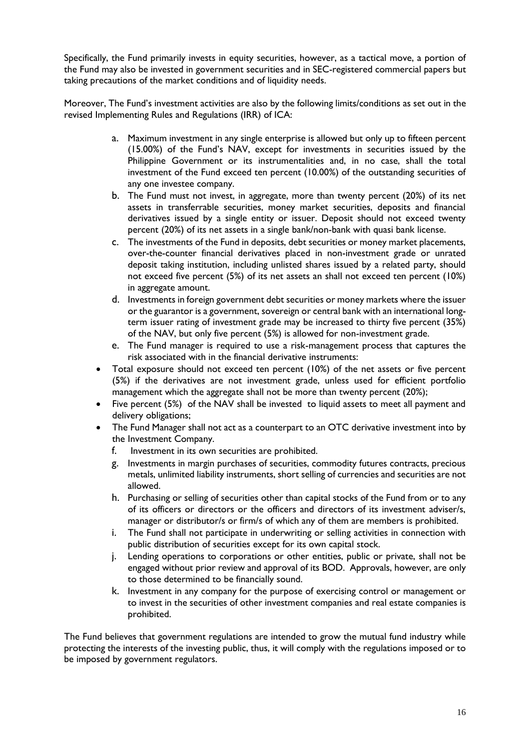Specifically, the Fund primarily invests in equity securities, however, as a tactical move, a portion of the Fund may also be invested in government securities and in SEC-registered commercial papers but taking precautions of the market conditions and of liquidity needs.

Moreover, The Fund's investment activities are also by the following limits/conditions as set out in the revised Implementing Rules and Regulations (IRR) of ICA:

a. Maximum investment in any single enterprise is allowed but only up to fifteen percent (15.00%) of the Fund's NAV, except for investments in securities issued by the Philippine Government or its instrumentalities and, in no case, shall the total investment of the Fund exceed ten percent (10.00%) of the outstanding securities of any one investee company.
b. The Fund must not invest, in aggregate, more than twenty percent (20%) of its net assets in transferrable securities, money market securities, deposits and financial derivatives issued by a single entity or issuer. Deposit should not exceed twenty percent (20%) of its net assets in a single bank/non-bank with quasi bank license.
c. The investments of the Fund in deposits, debt securities or money market placements, over-the-counter financial derivatives placed in non-investment grade or unrated deposit taking institution, including unlisted shares issued by a related party, should not exceed five percent (5%) of its net assets an shall not exceed ten percent (10%) in aggregate amount.
d. Investments in foreign government debt securities or money markets where the issuer or the guarantor is a government, sovereign or central bank with an international long-term issuer rating of investment grade may be increased to thirty five percent (35%) of the NAV, but only five percent (5%) is allowed for non-investment grade.
e. The Fund manager is required to use a risk-management process that captures the risk associated with in the financial derivative instruments:

- Total exposure should not exceed ten percent (10%) of the net assets or five percent (5%) if the derivatives are not investment grade, unless used for efficient portfolio management which the aggregate shall not be more than twenty percent (20%);
- Five percent (5%) of the NAV shall be invested to liquid assets to meet all payment and delivery obligations;
- The Fund Manager shall not act as a counterpart to an OTC derivative investment into by the Investment Company.

f. Investment in its own securities are prohibited.
g. Investments in margin purchases of securities, commodity futures contracts, precious metals, unlimited liability instruments, short selling of currencies and securities are not allowed.
h. Purchasing or selling of securities other than capital stocks of the Fund from or to any of its officers or directors or the officers and directors of its investment adviser/s, manager or distributor/s or firm/s of which any of them are members is prohibited.
i. The Fund shall not participate in underwriting or selling activities in connection with public distribution of securities except for its own capital stock.
j. Lending operations to corporations or other entities, public or private, shall not be engaged without prior review and approval of its BOD. Approvals, however, are only to those determined to be financially sound.
k. Investment in any company for the purpose of exercising control or management or to invest in the securities of other investment companies and real estate companies is prohibited.

The Fund believes that government regulations are intended to grow the mutual fund industry while protecting the interests of the investing public, thus, it will comply with the regulations imposed or to be imposed by government regulators.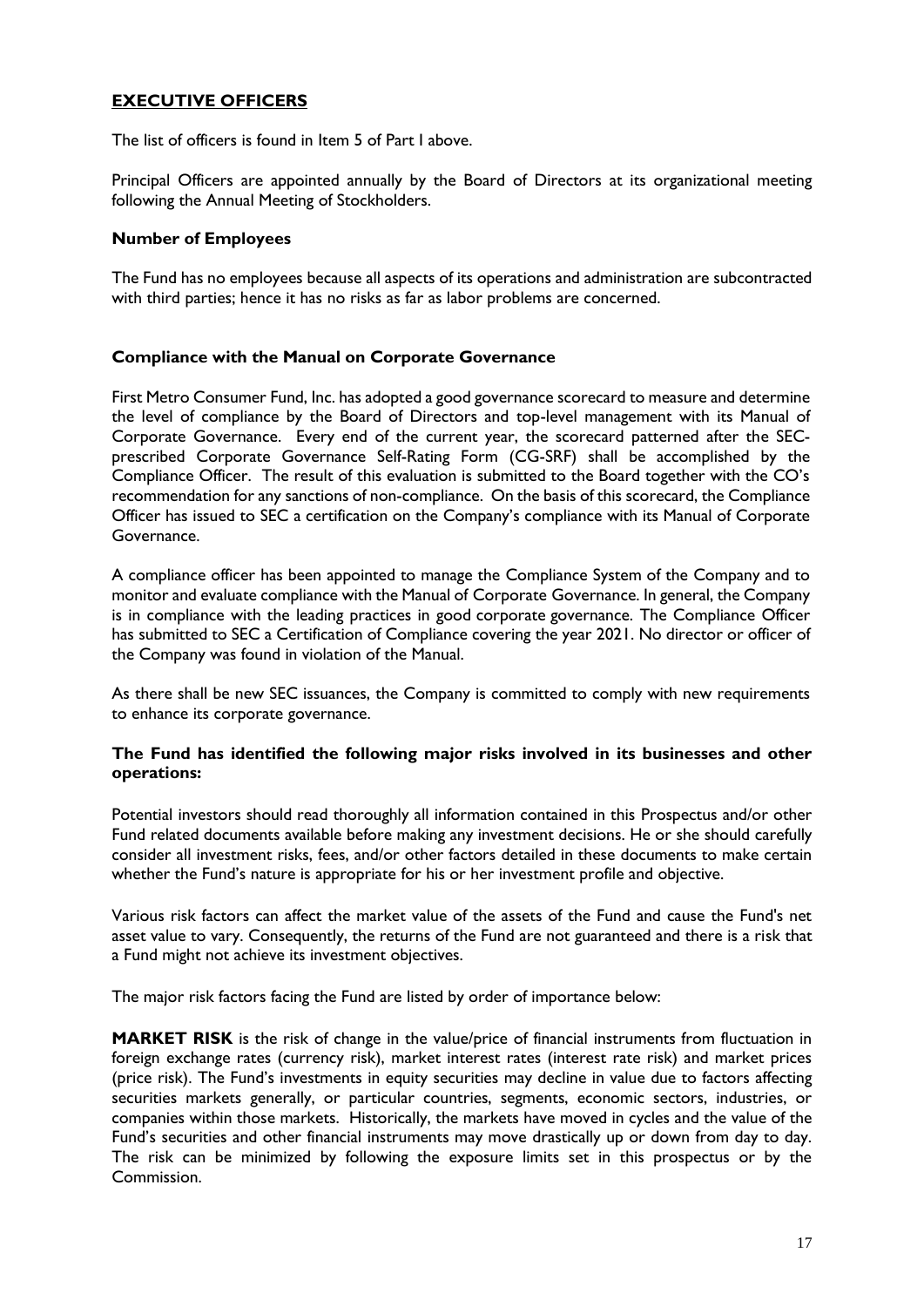## EXECUTIVE OFFICERS

The list of officers is found in Item 5 of Part I above.

Principal Officers are appointed annually by the Board of Directors at its organizational meeting following the Annual Meeting of Stockholders.

### Number of Employees

The Fund has no employees because all aspects of its operations and administration are subcontracted with third parties; hence it has no risks as far as labor problems are concerned.

### Compliance with the Manual on Corporate Governance

First Metro Consumer Fund, Inc. has adopted a good governance scorecard to measure and determine the level of compliance by the Board of Directors and top-level management with its Manual of Corporate Governance. Every end of the current year, the scorecard patterned after the SEC-prescribed Corporate Governance Self-Rating Form (CG-SRF) shall be accomplished by the Compliance Officer. The result of this evaluation is submitted to the Board together with the CO's recommendation for any sanctions of non-compliance. On the basis of this scorecard, the Compliance Officer has issued to SEC a certification on the Company's compliance with its Manual of Corporate Governance.

A compliance officer has been appointed to manage the Compliance System of the Company and to monitor and evaluate compliance with the Manual of Corporate Governance. In general, the Company is in compliance with the leading practices in good corporate governance. The Compliance Officer has submitted to SEC a Certification of Compliance covering the year 2021. No director or officer of the Company was found in violation of the Manual.

As there shall be new SEC issuances, the Company is committed to comply with new requirements to enhance its corporate governance.

### The Fund has identified the following major risks involved in its businesses and other operations:

Potential investors should read thoroughly all information contained in this Prospectus and/or other Fund related documents available before making any investment decisions. He or she should carefully consider all investment risks, fees, and/or other factors detailed in these documents to make certain whether the Fund's nature is appropriate for his or her investment profile and objective.

Various risk factors can affect the market value of the assets of the Fund and cause the Fund's net asset value to vary. Consequently, the returns of the Fund are not guaranteed and there is a risk that a Fund might not achieve its investment objectives.

The major risk factors facing the Fund are listed by order of importance below:

**MARKET RISK** is the risk of change in the value/price of financial instruments from fluctuation in foreign exchange rates (currency risk), market interest rates (interest rate risk) and market prices (price risk). The Fund's investments in equity securities may decline in value due to factors affecting securities markets generally, or particular countries, segments, economic sectors, industries, or companies within those markets. Historically, the markets have moved in cycles and the value of the Fund's securities and other financial instruments may move drastically up or down from day to day. The risk can be minimized by following the exposure limits set in this prospectus or by the Commission.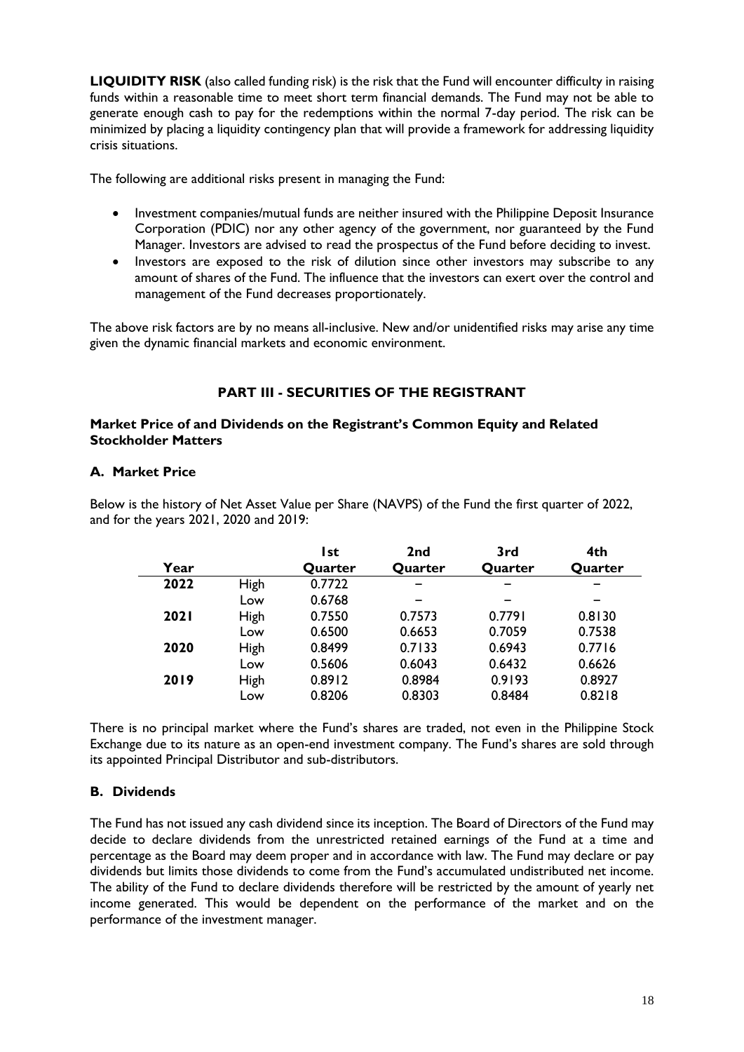**LIQUIDITY RISK** (also called funding risk) is the risk that the Fund will encounter difficulty in raising funds within a reasonable time to meet short term financial demands. The Fund may not be able to generate enough cash to pay for the redemptions within the normal 7-day period. The risk can be minimized by placing a liquidity contingency plan that will provide a framework for addressing liquidity crisis situations.

The following are additional risks present in managing the Fund:

- Investment companies/mutual funds are neither insured with the Philippine Deposit Insurance Corporation (PDIC) nor any other agency of the government, nor guaranteed by the Fund Manager. Investors are advised to read the prospectus of the Fund before deciding to invest.
- Investors are exposed to the risk of dilution since other investors may subscribe to any amount of shares of the Fund. The influence that the investors can exert over the control and management of the Fund decreases proportionately.

The above risk factors are by no means all-inclusive. New and/or unidentified risks may arise any time given the dynamic financial markets and economic environment.

## PART III - SECURITIES OF THE REGISTRANT

### Market Price of and Dividends on the Registrant's Common Equity and Related Stockholder Matters

### A. Market Price

Below is the history of Net Asset Value per Share (NAVPS) of the Fund the first quarter of 2022, and for the years 2021, 2020 and 2019:

| Year | | 1st Quarter | 2nd Quarter | 3rd Quarter | 4th Quarter |
|---|---|---|---|---|---|
| **2022** | High | 0.7722 | – | – | – |
| | Low | 0.6768 | – | – | – |
| **2021** | High | 0.7550 | 0.7573 | 0.7791 | 0.8130 |
| | Low | 0.6500 | 0.6653 | 0.7059 | 0.7538 |
| **2020** | High | 0.8499 | 0.7133 | 0.6943 | 0.7716 |
| | Low | 0.5606 | 0.6043 | 0.6432 | 0.6626 |
| **2019** | High | 0.8912 | 0.8984 | 0.9193 | 0.8927 |
| | Low | 0.8206 | 0.8303 | 0.8484 | 0.8218 |

There is no principal market where the Fund's shares are traded, not even in the Philippine Stock Exchange due to its nature as an open-end investment company. The Fund's shares are sold through its appointed Principal Distributor and sub-distributors.

### B. Dividends

The Fund has not issued any cash dividend since its inception. The Board of Directors of the Fund may decide to declare dividends from the unrestricted retained earnings of the Fund at a time and percentage as the Board may deem proper and in accordance with law. The Fund may declare or pay dividends but limits those dividends to come from the Fund's accumulated undistributed net income. The ability of the Fund to declare dividends therefore will be restricted by the amount of yearly net income generated. This would be dependent on the performance of the market and on the performance of the investment manager.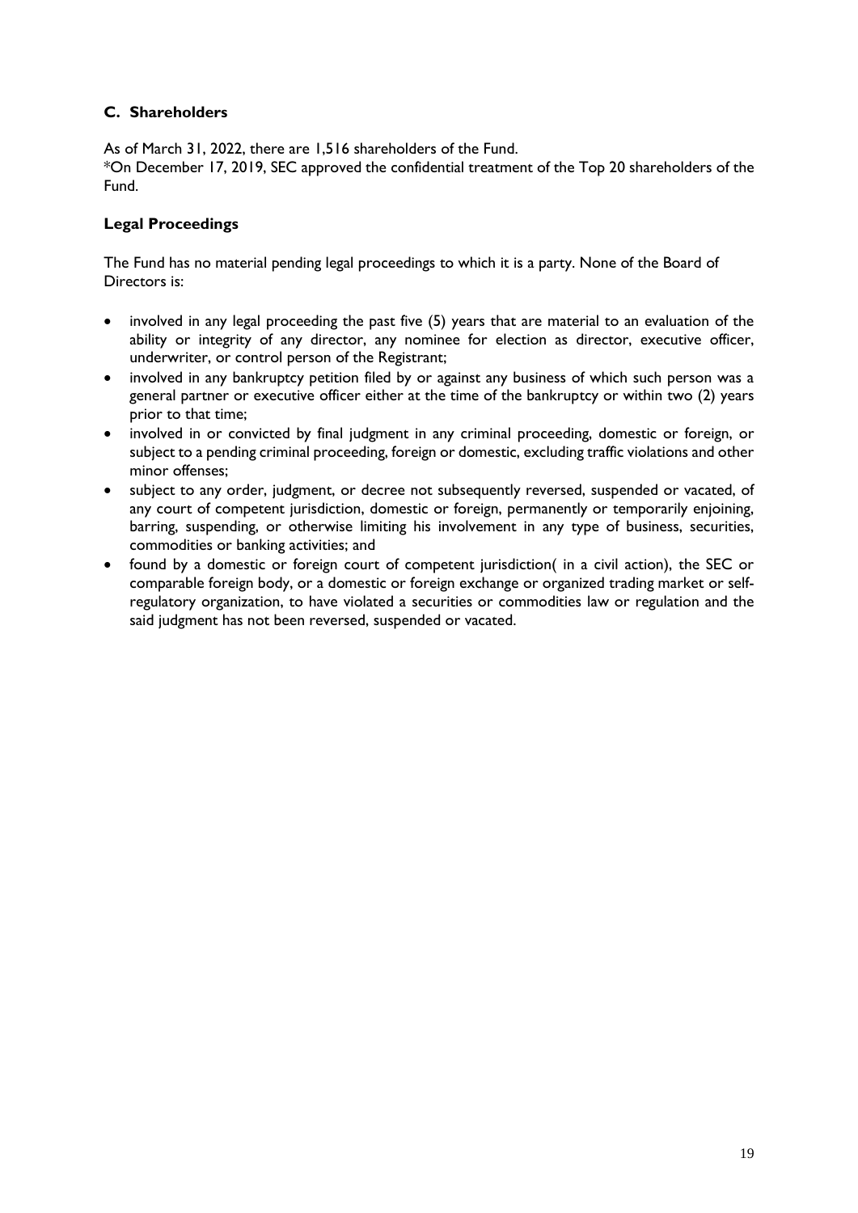### C. Shareholders

As of March 31, 2022, there are 1,516 shareholders of the Fund.
*On December 17, 2019, SEC approved the confidential treatment of the Top 20 shareholders of the Fund.

### Legal Proceedings

The Fund has no material pending legal proceedings to which it is a party. None of the Board of Directors is:

- involved in any legal proceeding the past five (5) years that are material to an evaluation of the ability or integrity of any director, any nominee for election as director, executive officer, underwriter, or control person of the Registrant;
- involved in any bankruptcy petition filed by or against any business of which such person was a general partner or executive officer either at the time of the bankruptcy or within two (2) years prior to that time;
- involved in or convicted by final judgment in any criminal proceeding, domestic or foreign, or subject to a pending criminal proceeding, foreign or domestic, excluding traffic violations and other minor offenses;
- subject to any order, judgment, or decree not subsequently reversed, suspended or vacated, of any court of competent jurisdiction, domestic or foreign, permanently or temporarily enjoining, barring, suspending, or otherwise limiting his involvement in any type of business, securities, commodities or banking activities; and
- found by a domestic or foreign court of competent jurisdiction( in a civil action), the SEC or comparable foreign body, or a domestic or foreign exchange or organized trading market or self-regulatory organization, to have violated a securities or commodities law or regulation and the said judgment has not been reversed, suspended or vacated.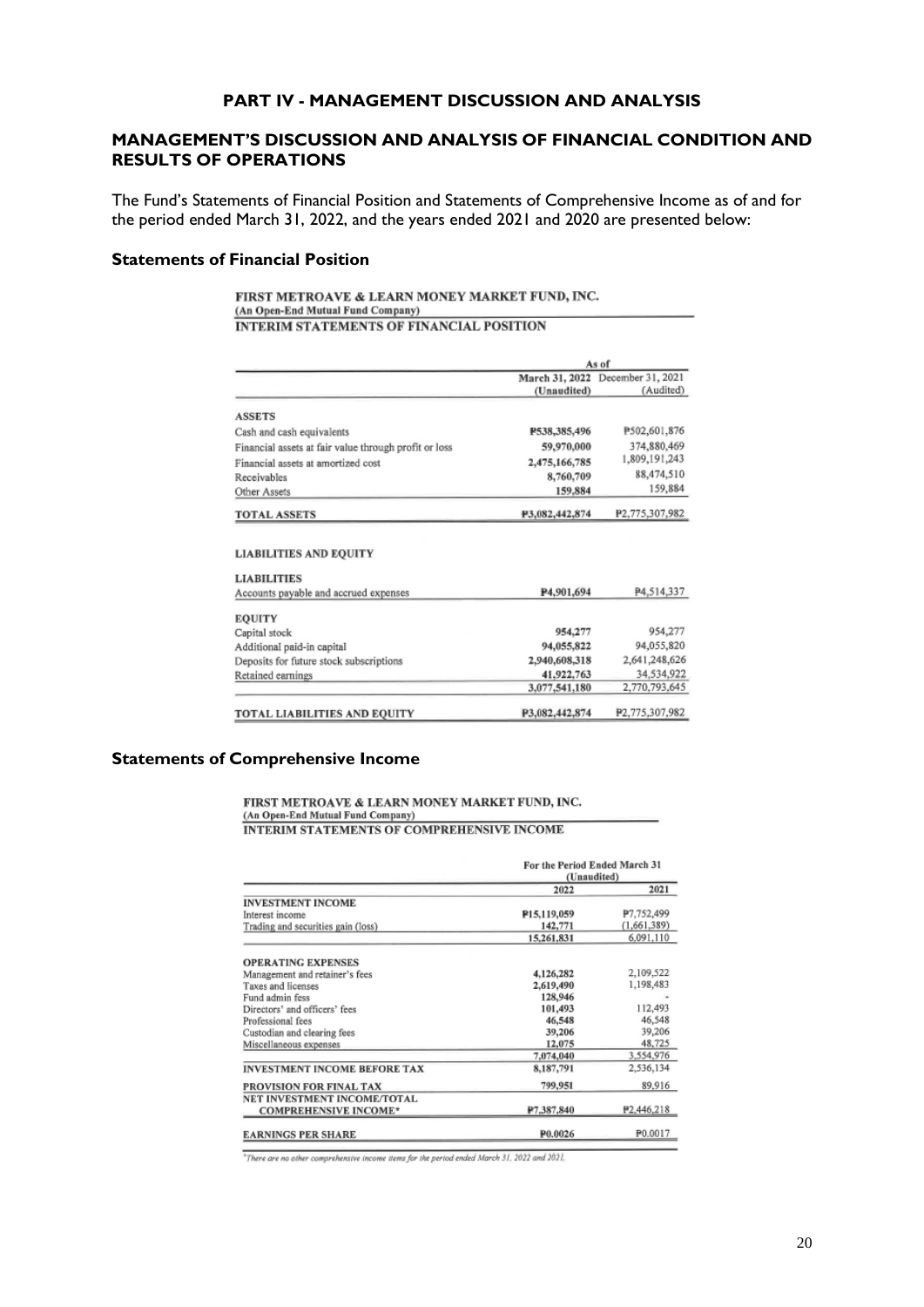# PART IV - MANAGEMENT DISCUSSION AND ANALYSIS

## MANAGEMENT'S DISCUSSION AND ANALYSIS OF FINANCIAL CONDITION AND RESULTS OF OPERATIONS

The Fund's Statements of Financial Position and Statements of Comprehensive Income as of and for the period ended March 31, 2022, and the years ended 2021 and 2020 are presented below:

### Statements of Financial Position

**FIRST METROAVE & LEARN MONEY MARKET FUND, INC.**
**(An Open-End Mutual Fund Company)**
**INTERIM STATEMENTS OF FINANCIAL POSITION**

| | As of | |
|---|---|---|
| | March 31, 2022 (Unaudited) | December 31, 2021 (Audited) |
| **ASSETS** | | |
| Cash and cash equivalents | ₱538,385,496 | ₱502,601,876 |
| Financial assets at fair value through profit or loss | 59,970,000 | 374,880,469 |
| Financial assets at amortized cost | 2,475,166,785 | 1,809,191,243 |
| Receivables | 8,760,709 | 88,474,510 |
| Other Assets | 159,884 | 159,884 |
| **TOTAL ASSETS** | ₱3,082,442,874 | ₱2,775,307,982 |
| | | |
| **LIABILITIES AND EQUITY** | | |
| **LIABILITIES** | | |
| Accounts payable and accrued expenses | ₱4,901,694 | ₱4,514,337 |
| **EQUITY** | | |
| Capital stock | 954,277 | 954,277 |
| Additional paid-in capital | 94,055,822 | 94,055,820 |
| Deposits for future stock subscriptions | 2,940,608,318 | 2,641,248,626 |
| Retained earnings | 41,922,763 | 34,534,922 |
| | 3,077,541,180 | 2,770,793,645 |
| **TOTAL LIABILITIES AND EQUITY** | ₱3,082,442,874 | ₱2,775,307,982 |

### Statements of Comprehensive Income

**FIRST METROAVE & LEARN MONEY MARKET FUND, INC.**
**(An Open-End Mutual Fund Company)**
**INTERIM STATEMENTS OF COMPREHENSIVE INCOME**

| | For the Period Ended March 31 (Unaudited) | |
|---|---|---|
| | 2022 | 2021 |
| **INVESTMENT INCOME** | | |
| Interest income | ₱15,119,059 | ₱7,752,499 |
| Trading and securities gain (loss) | 142,771 | (1,661,389) |
| | 15,261,831 | 6,091,110 |
| **OPERATING EXPENSES** | | |
| Management and retainer's fees | 4,126,282 | 2,109,522 |
| Taxes and licenses | 2,619,490 | 1,198,483 |
| Fund admin fess | 128,946 | - |
| Directors' and officers' fees | 101,493 | 112,493 |
| Professional fees | 46,548 | 46,548 |
| Custodian and clearing fees | 39,206 | 39,206 |
| Miscellaneous expenses | 12,075 | 48,725 |
| | 7,074,040 | 3,554,976 |
| **INVESTMENT INCOME BEFORE TAX** | 8,187,791 | 2,536,134 |
| **PROVISION FOR FINAL TAX** | 799,951 | 89,916 |
| **NET INVESTMENT INCOME/TOTAL COMPREHENSIVE INCOME*** | ₱7,387,840 | ₱2,446,218 |
| **EARNINGS PER SHARE** | ₱0.0026 | ₱0.0017 |

*There are no other comprehensive income items for the period ended March 31, 2022 and 2021.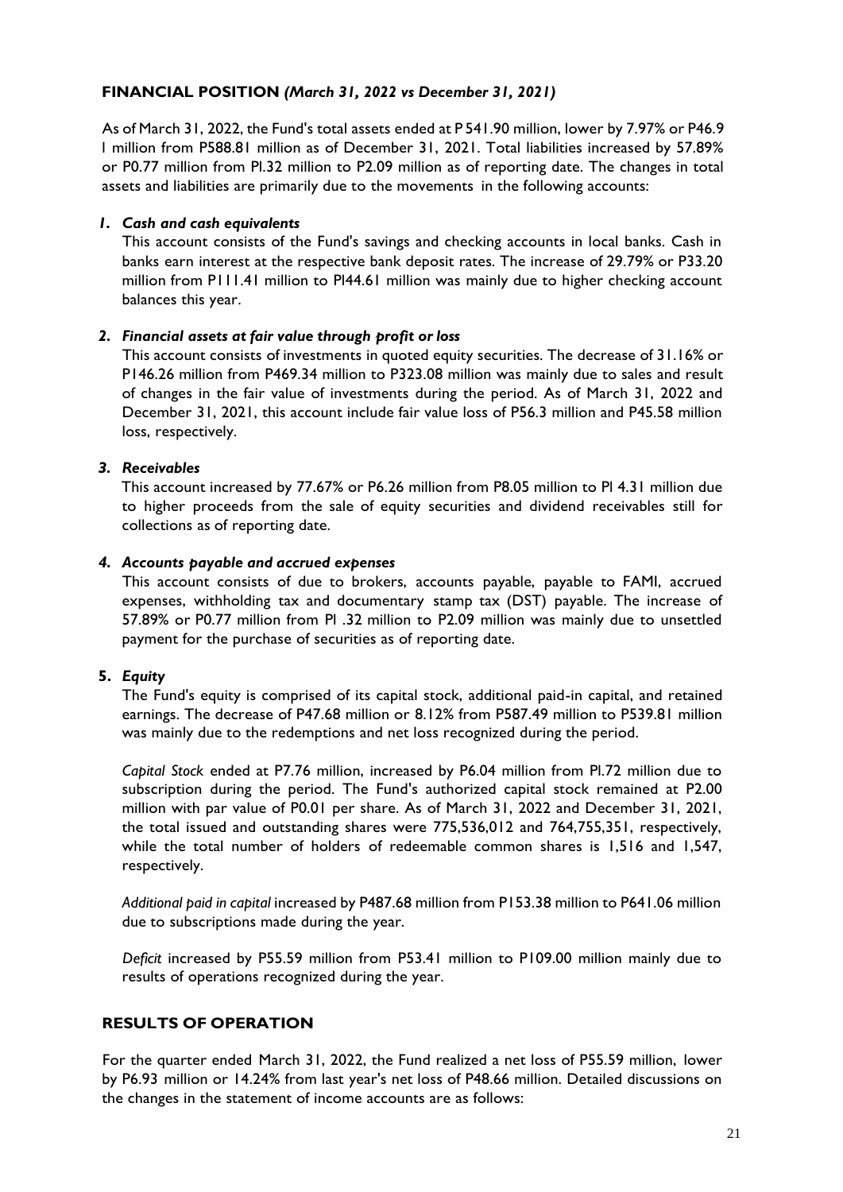**FINANCIAL POSITION** ***(March 31, 2022 vs December 31, 2021)***

As of March 31, 2022, the Fund's total assets ended at P 541.90 million, lower by 7.97% or P46.9 l million from P588.81 million as of December 31, 2021. Total liabilities increased by 57.89% or P0.77 million from Pl.32 million to P2.09 million as of reporting date. The changes in total assets and liabilities are primarily due to the movements in the following accounts:

***1. Cash and cash equivalents***

This account consists of the Fund's savings and checking accounts in local banks. Cash in banks earn interest at the respective bank deposit rates. The increase of 29.79% or P33.20 million from P111.41 million to Pl44.61 million was mainly due to higher checking account balances this year.

***2. Financial assets at fair value through profit or loss***

This account consists of investments in quoted equity securities. The decrease of 31.16% or P146.26 million from P469.34 million to P323.08 million was mainly due to sales and result of changes in the fair value of investments during the period. As of March 31, 2022 and December 31, 2021, this account include fair value loss of P56.3 million and P45.58 million loss, respectively.

***3. Receivables***

This account increased by 77.67% or P6.26 million from P8.05 million to Pl 4.31 million due to higher proceeds from the sale of equity securities and dividend receivables still for collections as of reporting date.

***4. Accounts payable and accrued expenses***

This account consists of due to brokers, accounts payable, payable to FAMI, accrued expenses, withholding tax and documentary stamp tax (DST) payable. The increase of 57.89% or P0.77 million from Pl .32 million to P2.09 million was mainly due to unsettled payment for the purchase of securities as of reporting date.

**5.** ***Equity***

The Fund's equity is comprised of its capital stock, additional paid-in capital, and retained earnings. The decrease of P47.68 million or 8.12% from P587.49 million to P539.81 million was mainly due to the redemptions and net loss recognized during the period.

*Capital Stock* ended at P7.76 million, increased by P6.04 million from Pl.72 million due to subscription during the period. The Fund's authorized capital stock remained at P2.00 million with par value of P0.01 per share. As of March 31, 2022 and December 31, 2021, the total issued and outstanding shares were 775,536,012 and 764,755,351, respectively, while the total number of holders of redeemable common shares is 1,516 and 1,547, respectively.

*Additional paid in capital* increased by P487.68 million from P153.38 million to P641.06 million due to subscriptions made during the year.

*Deficit* increased by P55.59 million from P53.41 million to P109.00 million mainly due to results of operations recognized during the year.

**RESULTS OF OPERATION**

For the quarter ended March 31, 2022, the Fund realized a net loss of P55.59 million, lower by P6.93 million or 14.24% from last year's net loss of P48.66 million. Detailed discussions on the changes in the statement of income accounts are as follows: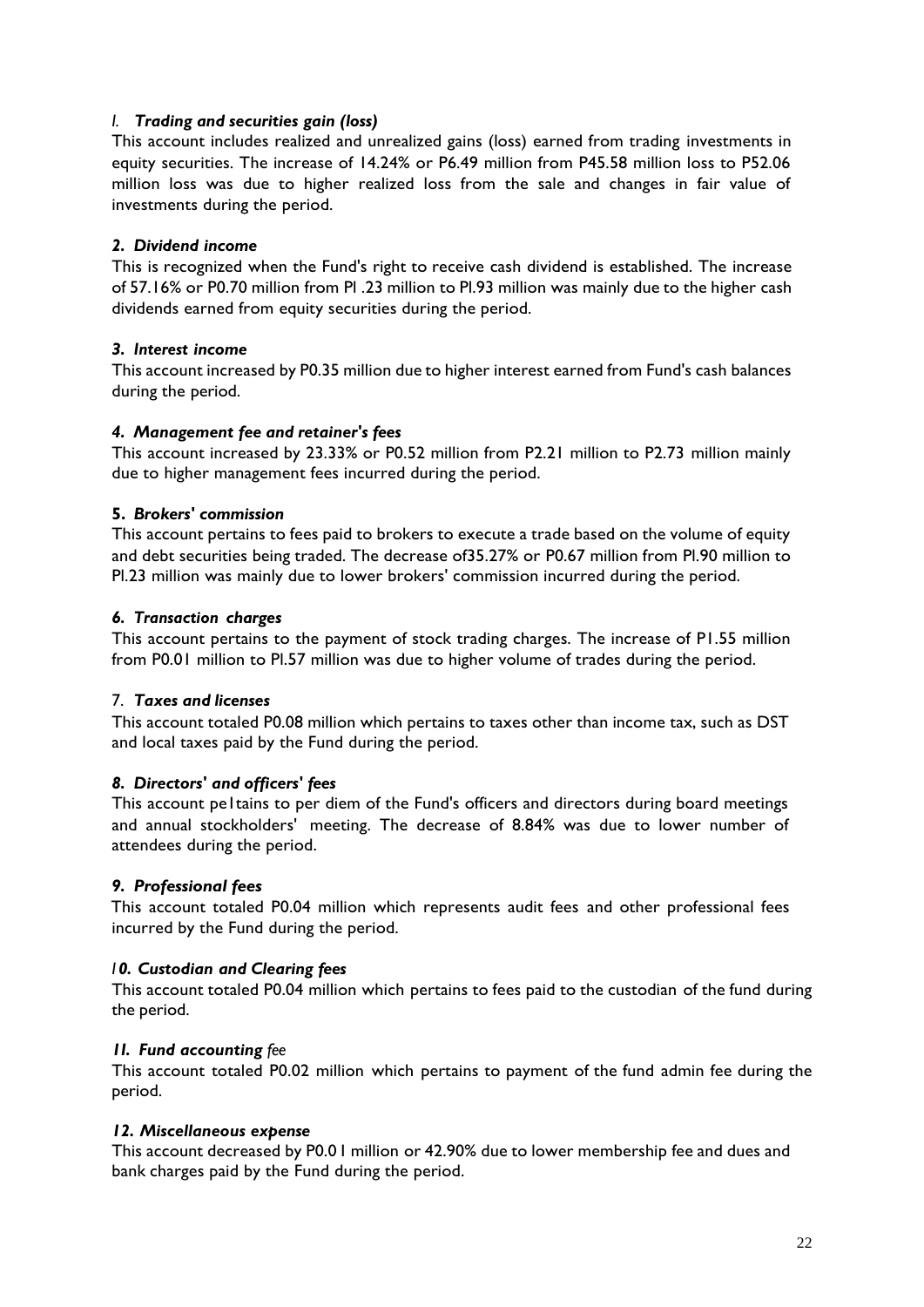*I. **Trading and securities gain (loss)***

This account includes realized and unrealized gains (loss) earned from trading investments in equity securities. The increase of 14.24% or P6.49 million from P45.58 million loss to P52.06 million loss was due to higher realized loss from the sale and changes in fair value of investments during the period.

***2. Dividend income***

This is recognized when the Fund's right to receive cash dividend is established. The increase of 57.16% or P0.70 million from PI .23 million to PI.93 million was mainly due to the higher cash dividends earned from equity securities during the period.

***3. Interest income***

This account increased by P0.35 million due to higher interest earned from Fund's cash balances during the period.

***4. Management fee and retainer's fees***

This account increased by 23.33% or P0.52 million from P2.21 million to P2.73 million mainly due to higher management fees incurred during the period.

**5. *Brokers' commission***

This account pertains to fees paid to brokers to execute a trade based on the volume of equity and debt securities being traded. The decrease of35.27% or P0.67 million from PI.90 million to PI.23 million was mainly due to lower brokers' commission incurred during the period.

***6. Transaction charges***

This account pertains to the payment of stock trading charges. The increase of P1.55 million from P0.01 million to PI.57 million was due to higher volume of trades during the period.

7. ***Taxes and licenses***

This account totaled P0.08 million which pertains to taxes other than income tax, such as DST and local taxes paid by the Fund during the period.

***8. Directors' and officers' fees***

This account pe1tains to per diem of the Fund's officers and directors during board meetings and annual stockholders' meeting. The decrease of 8.84% was due to lower number of attendees during the period.

***9. Professional fees***

This account totaled P0.04 million which represents audit fees and other professional fees incurred by the Fund during the period.

***I0. Custodian and Clearing fees***

This account totaled P0.04 million which pertains to fees paid to the custodian of the fund during the period.

***II. Fund accounting** fee*

This account totaled P0.02 million which pertains to payment of the fund admin fee during the period.

***I2. Miscellaneous expense***

This account decreased by P0.0 l million or 42.90% due to lower membership fee and dues and bank charges paid by the Fund during the period.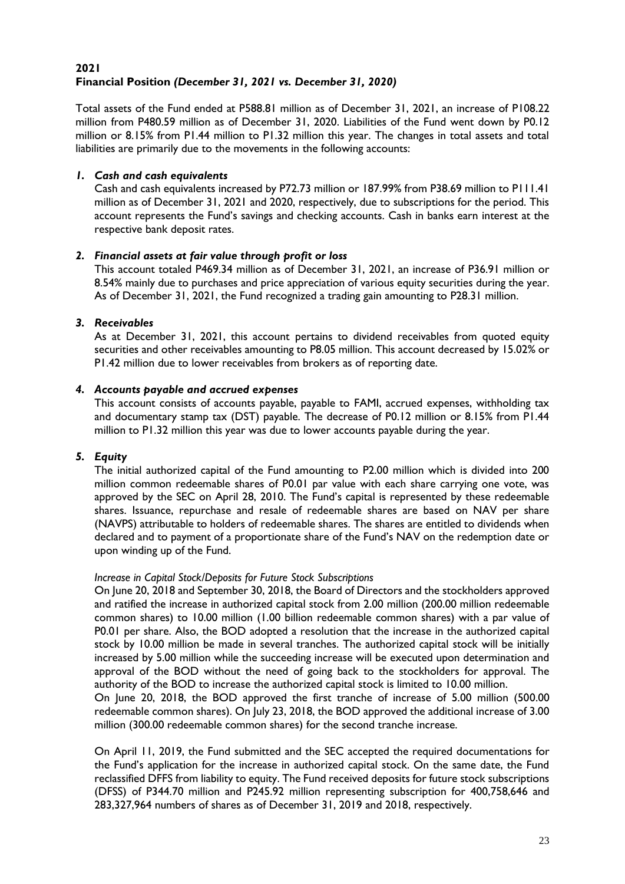## 2021
## Financial Position *(December 31, 2021 vs. December 31, 2020)*

Total assets of the Fund ended at P588.81 million as of December 31, 2021, an increase of P108.22 million from P480.59 million as of December 31, 2020. Liabilities of the Fund went down by P0.12 million or 8.15% from P1.44 million to P1.32 million this year. The changes in total assets and total liabilities are primarily due to the movements in the following accounts:

### *1. Cash and cash equivalents*

Cash and cash equivalents increased by P72.73 million or 187.99% from P38.69 million to P111.41 million as of December 31, 2021 and 2020, respectively, due to subscriptions for the period. This account represents the Fund's savings and checking accounts. Cash in banks earn interest at the respective bank deposit rates.

### *2. Financial assets at fair value through profit or loss*

This account totaled P469.34 million as of December 31, 2021, an increase of P36.91 million or 8.54% mainly due to purchases and price appreciation of various equity securities during the year. As of December 31, 2021, the Fund recognized a trading gain amounting to P28.31 million.

### *3. Receivables*

As at December 31, 2021, this account pertains to dividend receivables from quoted equity securities and other receivables amounting to P8.05 million. This account decreased by 15.02% or P1.42 million due to lower receivables from brokers as of reporting date.

### *4. Accounts payable and accrued expenses*

This account consists of accounts payable, payable to FAMI, accrued expenses, withholding tax and documentary stamp tax (DST) payable. The decrease of P0.12 million or 8.15% from P1.44 million to P1.32 million this year was due to lower accounts payable during the year.

### *5. Equity*

The initial authorized capital of the Fund amounting to P2.00 million which is divided into 200 million common redeemable shares of P0.01 par value with each share carrying one vote, was approved by the SEC on April 28, 2010. The Fund's capital is represented by these redeemable shares. Issuance, repurchase and resale of redeemable shares are based on NAV per share (NAVPS) attributable to holders of redeemable shares. The shares are entitled to dividends when declared and to payment of a proportionate share of the Fund's NAV on the redemption date or upon winding up of the Fund.

*Increase in Capital Stock/Deposits for Future Stock Subscriptions*

On June 20, 2018 and September 30, 2018, the Board of Directors and the stockholders approved and ratified the increase in authorized capital stock from 2.00 million (200.00 million redeemable common shares) to 10.00 million (1.00 billion redeemable common shares) with a par value of P0.01 per share. Also, the BOD adopted a resolution that the increase in the authorized capital stock by 10.00 million be made in several tranches. The authorized capital stock will be initially increased by 5.00 million while the succeeding increase will be executed upon determination and approval of the BOD without the need of going back to the stockholders for approval. The authority of the BOD to increase the authorized capital stock is limited to 10.00 million.

On June 20, 2018, the BOD approved the first tranche of increase of 5.00 million (500.00 redeemable common shares). On July 23, 2018, the BOD approved the additional increase of 3.00 million (300.00 redeemable common shares) for the second tranche increase.

On April 11, 2019, the Fund submitted and the SEC accepted the required documentations for the Fund's application for the increase in authorized capital stock. On the same date, the Fund reclassified DFFS from liability to equity. The Fund received deposits for future stock subscriptions (DFSS) of P344.70 million and P245.92 million representing subscription for 400,758,646 and 283,327,964 numbers of shares as of December 31, 2019 and 2018, respectively.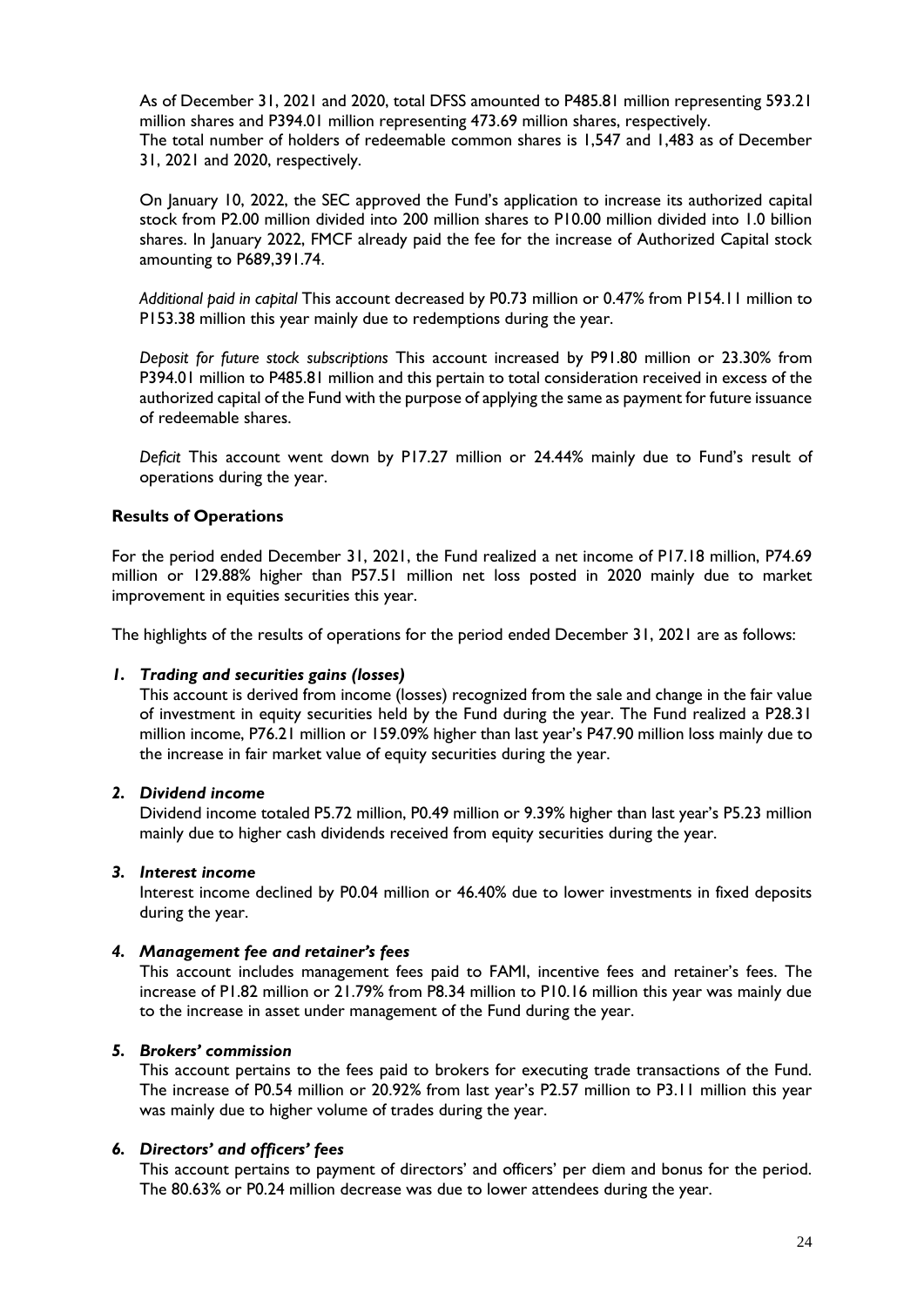As of December 31, 2021 and 2020, total DFSS amounted to P485.81 million representing 593.21 million shares and P394.01 million representing 473.69 million shares, respectively.
The total number of holders of redeemable common shares is 1,547 and 1,483 as of December 31, 2021 and 2020, respectively.

On January 10, 2022, the SEC approved the Fund's application to increase its authorized capital stock from P2.00 million divided into 200 million shares to P10.00 million divided into 1.0 billion shares. In January 2022, FMCF already paid the fee for the increase of Authorized Capital stock amounting to P689,391.74.

*Additional paid in capital* This account decreased by P0.73 million or 0.47% from P154.11 million to P153.38 million this year mainly due to redemptions during the year.

*Deposit for future stock subscriptions* This account increased by P91.80 million or 23.30% from P394.01 million to P485.81 million and this pertain to total consideration received in excess of the authorized capital of the Fund with the purpose of applying the same as payment for future issuance of redeemable shares.

*Deficit* This account went down by P17.27 million or 24.44% mainly due to Fund's result of operations during the year.

**Results of Operations**

For the period ended December 31, 2021, the Fund realized a net income of P17.18 million, P74.69 million or 129.88% higher than P57.51 million net loss posted in 2020 mainly due to market improvement in equities securities this year.

The highlights of the results of operations for the period ended December 31, 2021 are as follows:

***1. Trading and securities gains (losses)***

This account is derived from income (losses) recognized from the sale and change in the fair value of investment in equity securities held by the Fund during the year. The Fund realized a P28.31 million income, P76.21 million or 159.09% higher than last year's P47.90 million loss mainly due to the increase in fair market value of equity securities during the year.

***2. Dividend income***

Dividend income totaled P5.72 million, P0.49 million or 9.39% higher than last year's P5.23 million mainly due to higher cash dividends received from equity securities during the year.

***3. Interest income***

Interest income declined by P0.04 million or 46.40% due to lower investments in fixed deposits during the year.

***4. Management fee and retainer's fees***

This account includes management fees paid to FAMI, incentive fees and retainer's fees. The increase of P1.82 million or 21.79% from P8.34 million to P10.16 million this year was mainly due to the increase in asset under management of the Fund during the year.

***5. Brokers' commission***

This account pertains to the fees paid to brokers for executing trade transactions of the Fund. The increase of P0.54 million or 20.92% from last year's P2.57 million to P3.11 million this year was mainly due to higher volume of trades during the year.

***6. Directors' and officers' fees***

This account pertains to payment of directors' and officers' per diem and bonus for the period. The 80.63% or P0.24 million decrease was due to lower attendees during the year.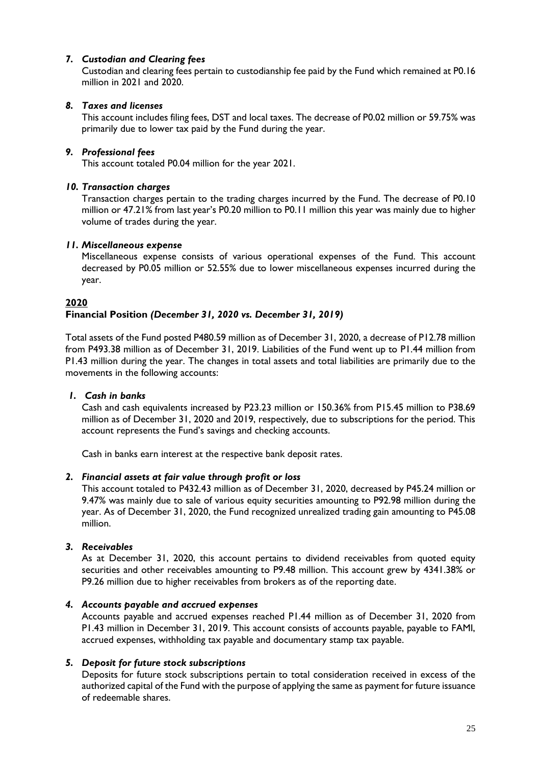### *7. Custodian and Clearing fees*

Custodian and clearing fees pertain to custodianship fee paid by the Fund which remained at P0.16 million in 2021 and 2020.

### *8. Taxes and licenses*

This account includes filing fees, DST and local taxes. The decrease of P0.02 million or 59.75% was primarily due to lower tax paid by the Fund during the year.

### *9. Professional fees*

This account totaled P0.04 million for the year 2021.

### *10. Transaction charges*

Transaction charges pertain to the trading charges incurred by the Fund. The decrease of P0.10 million or 47.21% from last year's P0.20 million to P0.11 million this year was mainly due to higher volume of trades during the year.

### *11. Miscellaneous expense*

Miscellaneous expense consists of various operational expenses of the Fund. This account decreased by P0.05 million or 52.55% due to lower miscellaneous expenses incurred during the year.

## 2020

**Financial Position *(December 31, 2020 vs. December 31, 2019)***

Total assets of the Fund posted P480.59 million as of December 31, 2020, a decrease of P12.78 million from P493.38 million as of December 31, 2019. Liabilities of the Fund went up to P1.44 million from P1.43 million during the year. The changes in total assets and total liabilities are primarily due to the movements in the following accounts:

### *1. Cash in banks*

Cash and cash equivalents increased by P23.23 million or 150.36% from P15.45 million to P38.69 million as of December 31, 2020 and 2019, respectively, due to subscriptions for the period. This account represents the Fund's savings and checking accounts.

Cash in banks earn interest at the respective bank deposit rates.

### *2. Financial assets at fair value through profit or loss*

This account totaled to P432.43 million as of December 31, 2020, decreased by P45.24 million or 9.47% was mainly due to sale of various equity securities amounting to P92.98 million during the year. As of December 31, 2020, the Fund recognized unrealized trading gain amounting to P45.08 million.

### *3. Receivables*

As at December 31, 2020, this account pertains to dividend receivables from quoted equity securities and other receivables amounting to P9.48 million. This account grew by 4341.38% or P9.26 million due to higher receivables from brokers as of the reporting date.

### *4. Accounts payable and accrued expenses*

Accounts payable and accrued expenses reached P1.44 million as of December 31, 2020 from P1.43 million in December 31, 2019. This account consists of accounts payable, payable to FAMI, accrued expenses, withholding tax payable and documentary stamp tax payable.

### *5. Deposit for future stock subscriptions*

Deposits for future stock subscriptions pertain to total consideration received in excess of the authorized capital of the Fund with the purpose of applying the same as payment for future issuance of redeemable shares.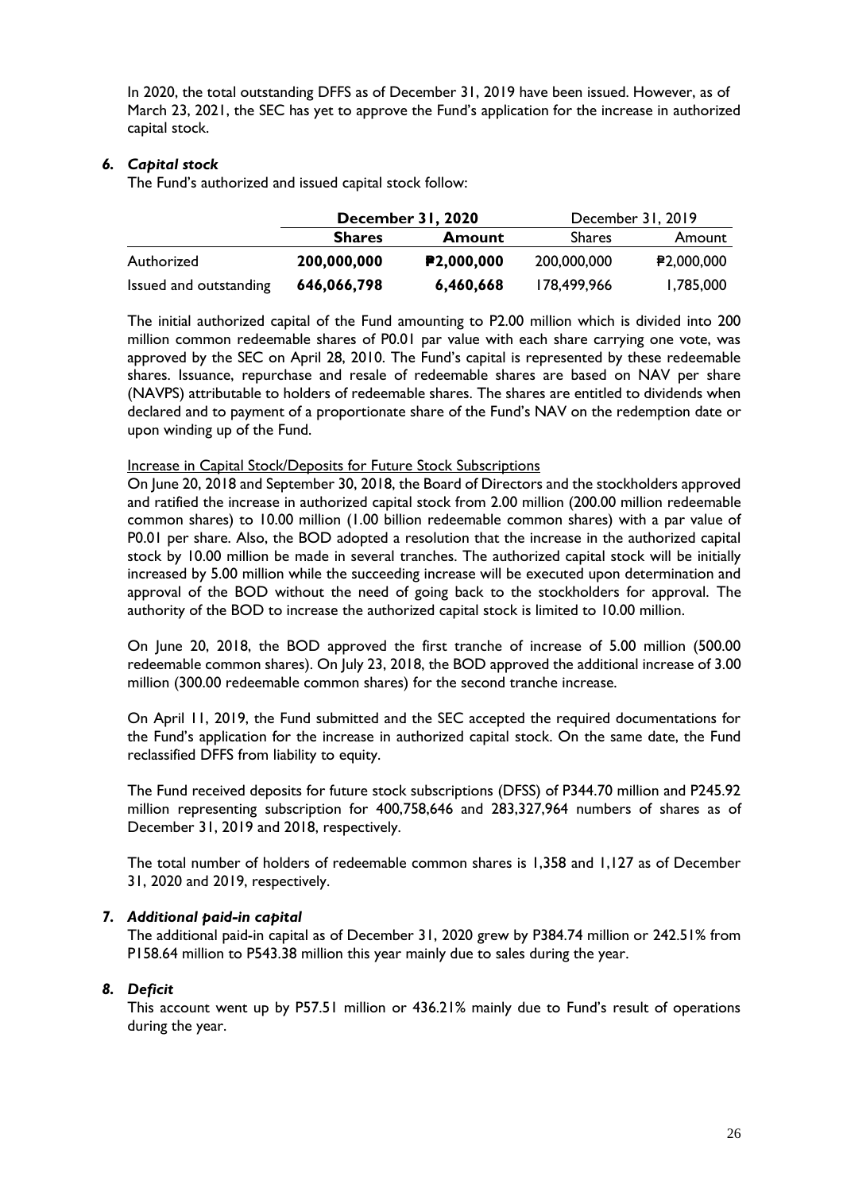In 2020, the total outstanding DFFS as of December 31, 2019 have been issued. However, as of March 23, 2021, the SEC has yet to approve the Fund's application for the increase in authorized capital stock.

### *6. Capital stock*

The Fund's authorized and issued capital stock follow:

| | **December 31, 2020** | | December 31, 2019 | |
|---|---|---|---|---|
| | **Shares** | **Amount** | Shares | Amount |
| Authorized | **200,000,000** | **₱2,000,000** | 200,000,000 | ₱2,000,000 |
| Issued and outstanding | **646,066,798** | **6,460,668** | 178,499,966 | 1,785,000 |

The initial authorized capital of the Fund amounting to P2.00 million which is divided into 200 million common redeemable shares of P0.01 par value with each share carrying one vote, was approved by the SEC on April 28, 2010. The Fund's capital is represented by these redeemable shares. Issuance, repurchase and resale of redeemable shares are based on NAV per share (NAVPS) attributable to holders of redeemable shares. The shares are entitled to dividends when declared and to payment of a proportionate share of the Fund's NAV on the redemption date or upon winding up of the Fund.

Increase in Capital Stock/Deposits for Future Stock Subscriptions

On June 20, 2018 and September 30, 2018, the Board of Directors and the stockholders approved and ratified the increase in authorized capital stock from 2.00 million (200.00 million redeemable common shares) to 10.00 million (1.00 billion redeemable common shares) with a par value of P0.01 per share. Also, the BOD adopted a resolution that the increase in the authorized capital stock by 10.00 million be made in several tranches. The authorized capital stock will be initially increased by 5.00 million while the succeeding increase will be executed upon determination and approval of the BOD without the need of going back to the stockholders for approval. The authority of the BOD to increase the authorized capital stock is limited to 10.00 million.

On June 20, 2018, the BOD approved the first tranche of increase of 5.00 million (500.00 redeemable common shares). On July 23, 2018, the BOD approved the additional increase of 3.00 million (300.00 redeemable common shares) for the second tranche increase.

On April 11, 2019, the Fund submitted and the SEC accepted the required documentations for the Fund's application for the increase in authorized capital stock. On the same date, the Fund reclassified DFFS from liability to equity.

The Fund received deposits for future stock subscriptions (DFSS) of P344.70 million and P245.92 million representing subscription for 400,758,646 and 283,327,964 numbers of shares as of December 31, 2019 and 2018, respectively.

The total number of holders of redeemable common shares is 1,358 and 1,127 as of December 31, 2020 and 2019, respectively.

### *7. Additional paid-in capital*

The additional paid-in capital as of December 31, 2020 grew by P384.74 million or 242.51% from P158.64 million to P543.38 million this year mainly due to sales during the year.

### *8. Deficit*

This account went up by P57.51 million or 436.21% mainly due to Fund's result of operations during the year.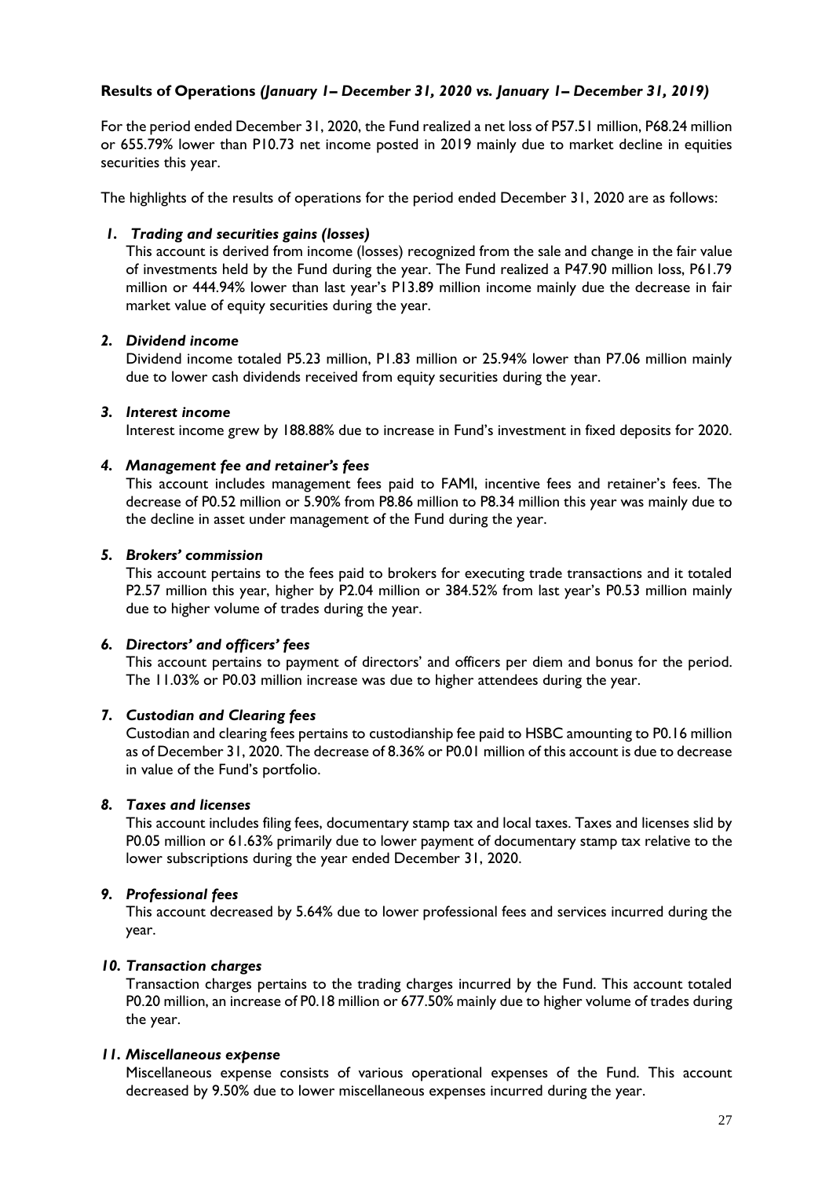**Results of Operations *(January 1– December 31, 2020 vs. January 1– December 31, 2019)***

For the period ended December 31, 2020, the Fund realized a net loss of P57.51 million, P68.24 million or 655.79% lower than P10.73 net income posted in 2019 mainly due to market decline in equities securities this year.

The highlights of the results of operations for the period ended December 31, 2020 are as follows:

1. ***Trading and securities gains (losses)***
   This account is derived from income (losses) recognized from the sale and change in the fair value of investments held by the Fund during the year. The Fund realized a P47.90 million loss, P61.79 million or 444.94% lower than last year's P13.89 million income mainly due the decrease in fair market value of equity securities during the year.

2. ***Dividend income***
   Dividend income totaled P5.23 million, P1.83 million or 25.94% lower than P7.06 million mainly due to lower cash dividends received from equity securities during the year.

3. ***Interest income***
   Interest income grew by 188.88% due to increase in Fund's investment in fixed deposits for 2020.

4. ***Management fee and retainer's fees***
   This account includes management fees paid to FAMI, incentive fees and retainer's fees. The decrease of P0.52 million or 5.90% from P8.86 million to P8.34 million this year was mainly due to the decline in asset under management of the Fund during the year.

5. ***Brokers' commission***
   This account pertains to the fees paid to brokers for executing trade transactions and it totaled P2.57 million this year, higher by P2.04 million or 384.52% from last year's P0.53 million mainly due to higher volume of trades during the year.

6. ***Directors' and officers' fees***
   This account pertains to payment of directors' and officers per diem and bonus for the period. The 11.03% or P0.03 million increase was due to higher attendees during the year.

7. ***Custodian and Clearing fees***
   Custodian and clearing fees pertains to custodianship fee paid to HSBC amounting to P0.16 million as of December 31, 2020. The decrease of 8.36% or P0.01 million of this account is due to decrease in value of the Fund's portfolio.

8. ***Taxes and licenses***
   This account includes filing fees, documentary stamp tax and local taxes. Taxes and licenses slid by P0.05 million or 61.63% primarily due to lower payment of documentary stamp tax relative to the lower subscriptions during the year ended December 31, 2020.

9. ***Professional fees***
   This account decreased by 5.64% due to lower professional fees and services incurred during the year.

10. ***Transaction charges***
    Transaction charges pertains to the trading charges incurred by the Fund. This account totaled P0.20 million, an increase of P0.18 million or 677.50% mainly due to higher volume of trades during the year.

11. ***Miscellaneous expense***
    Miscellaneous expense consists of various operational expenses of the Fund. This account decreased by 9.50% due to lower miscellaneous expenses incurred during the year.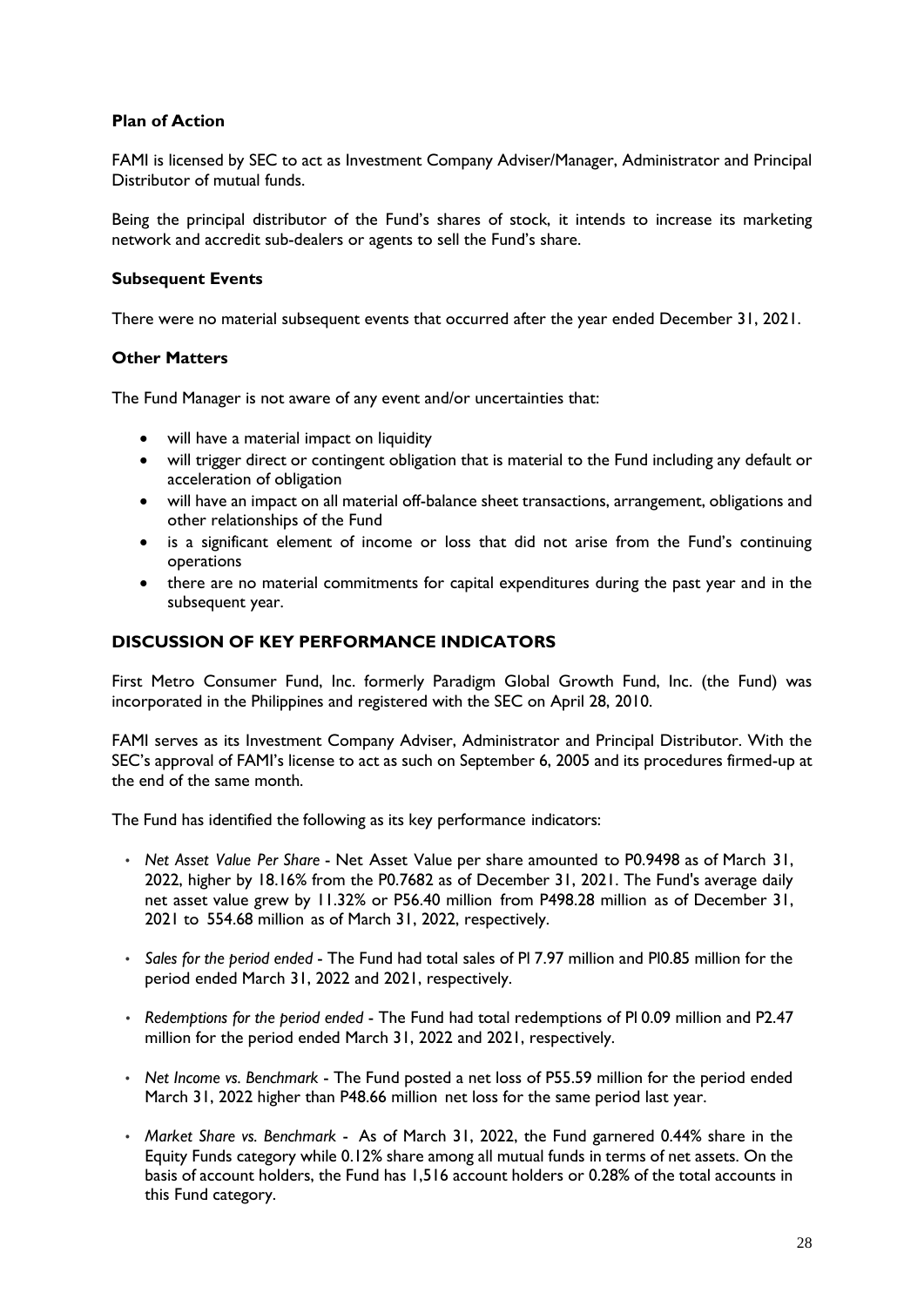**Plan of Action**

FAMI is licensed by SEC to act as Investment Company Adviser/Manager, Administrator and Principal Distributor of mutual funds.

Being the principal distributor of the Fund's shares of stock, it intends to increase its marketing network and accredit sub-dealers or agents to sell the Fund's share.

**Subsequent Events**

There were no material subsequent events that occurred after the year ended December 31, 2021.

**Other Matters**

The Fund Manager is not aware of any event and/or uncertainties that:

- will have a material impact on liquidity
- will trigger direct or contingent obligation that is material to the Fund including any default or acceleration of obligation
- will have an impact on all material off-balance sheet transactions, arrangement, obligations and other relationships of the Fund
- is a significant element of income or loss that did not arise from the Fund's continuing operations
- there are no material commitments for capital expenditures during the past year and in the subsequent year.

## DISCUSSION OF KEY PERFORMANCE INDICATORS

First Metro Consumer Fund, Inc. formerly Paradigm Global Growth Fund, Inc. (the Fund) was incorporated in the Philippines and registered with the SEC on April 28, 2010.

FAMI serves as its Investment Company Adviser, Administrator and Principal Distributor. With the SEC's approval of FAMI's license to act as such on September 6, 2005 and its procedures firmed-up at the end of the same month.

The Fund has identified the following as its key performance indicators:

- *Net Asset Value Per Share* - Net Asset Value per share amounted to P0.9498 as of March 31, 2022, higher by 18.16% from the P0.7682 as of December 31, 2021. The Fund's average daily net asset value grew by 11.32% or P56.40 million from P498.28 million as of December 31, 2021 to 554.68 million as of March 31, 2022, respectively.
- *Sales for the period ended* - The Fund had total sales of P17.97 million and P10.85 million for the period ended March 31, 2022 and 2021, respectively.
- *Redemptions for the period ended* - The Fund had total redemptions of P10.09 million and P2.47 million for the period ended March 31, 2022 and 2021, respectively.
- *Net Income vs. Benchmark* - The Fund posted a net loss of P55.59 million for the period ended March 31, 2022 higher than P48.66 million net loss for the same period last year.
- *Market Share vs. Benchmark* - As of March 31, 2022, the Fund garnered 0.44% share in the Equity Funds category while 0.12% share among all mutual funds in terms of net assets. On the basis of account holders, the Fund has 1,516 account holders or 0.28% of the total accounts in this Fund category.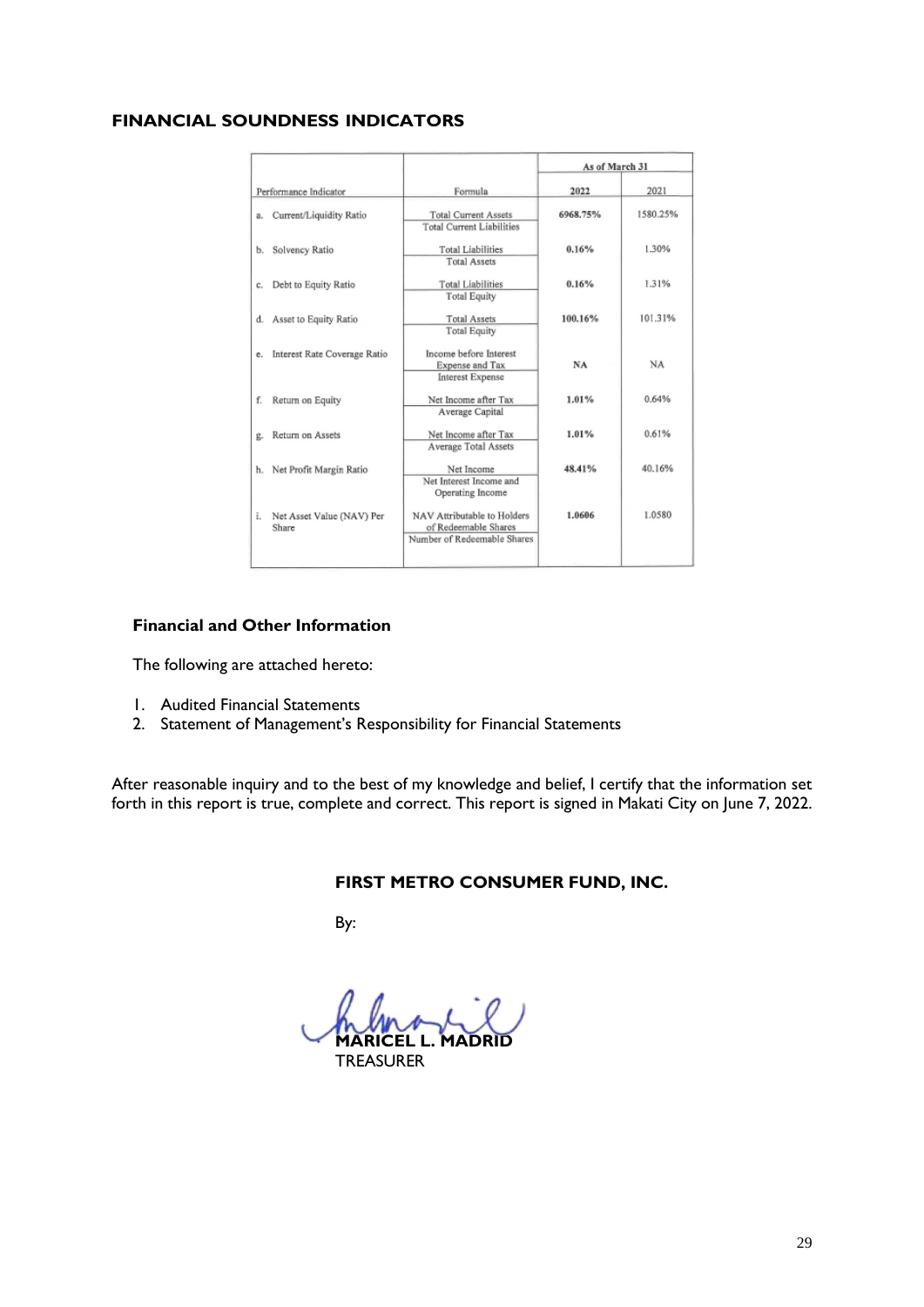## FINANCIAL SOUNDNESS INDICATORS

| Performance Indicator | Formula | As of March 31 | |
|---|---|---|---|
| | | **2022** | 2021 |
| a. Current/Liquidity Ratio | Total Current Assets / Total Current Liabilities | **6968.75%** | 1580.25% |
| b. Solvency Ratio | Total Liabilities / Total Assets | **0.16%** | 1.30% |
| c. Debt to Equity Ratio | Total Liabilities / Total Equity | **0.16%** | 1.31% |
| d. Asset to Equity Ratio | Total Assets / Total Equity | **100.16%** | 101.31% |
| e. Interest Rate Coverage Ratio | Income before Interest Expense and Tax / Interest Expense | **NA** | NA |
| f. Return on Equity | Net Income after Tax / Average Capital | **1.01%** | 0.64% |
| g. Return on Assets | Net Income after Tax / Average Total Assets | **1.01%** | 0.61% |
| h. Net Profit Margin Ratio | Net Income / Net Interest Income and Operating Income | **48.41%** | 40.16% |
| i. Net Asset Value (NAV) Per Share | NAV Attributable to Holders of Redeemable Shares / Number of Redeemable Shares | **1.0606** | 1.0580 |

### Financial and Other Information

The following are attached hereto:

1. Audited Financial Statements
2. Statement of Management's Responsibility for Financial Statements

After reasonable inquiry and to the best of my knowledge and belief, I certify that the information set forth in this report is true, complete and correct. This report is signed in Makati City on June 7, 2022.

**FIRST METRO CONSUMER FUND, INC.**

By:

**MARICEL L. MADRID**
TREASURER